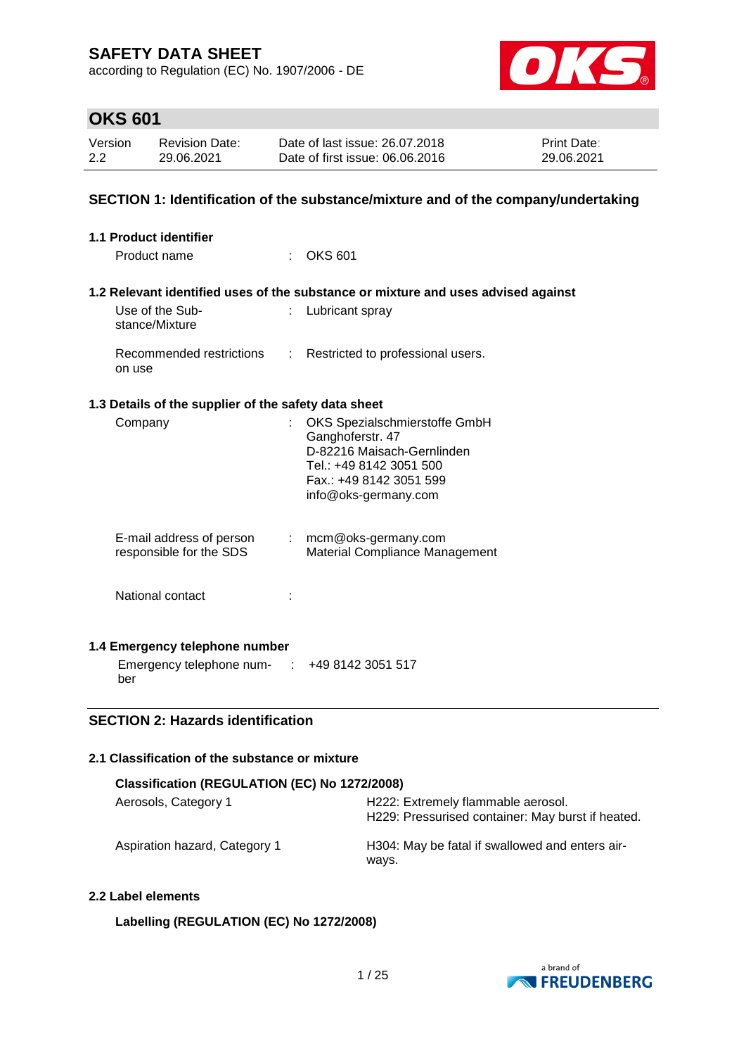# SAFETY DATA SHEET

according to Regulation (EC) No. 1907/2006 - DE

## OKS 601

| Version | Revision Date: | Date of last issue: 26.07.2018 | Print Date: |
|---|---|---|---|
| 2.2 | 29.06.2021 | Date of first issue: 06.06.2016 | 29.06.2021 |

## SECTION 1: Identification of the substance/mixture and of the company/undertaking

### 1.1 Product identifier

Product name : OKS 601

### 1.2 Relevant identified uses of the substance or mixture and uses advised against

Use of the Substance/Mixture : Lubricant spray

Recommended restrictions on use : Restricted to professional users.

### 1.3 Details of the supplier of the safety data sheet

Company : OKS Spezialschmierstoffe GmbH
Ganghoferstr. 47
D-82216 Maisach-Gernlinden
Tel.: +49 8142 3051 500
Fax.: +49 8142 3051 599
info@oks-germany.com

E-mail address of person responsible for the SDS : mcm@oks-germany.com
Material Compliance Management

National contact :

### 1.4 Emergency telephone number

Emergency telephone number : +49 8142 3051 517

## SECTION 2: Hazards identification

### 2.1 Classification of the substance or mixture

**Classification (REGULATION (EC) No 1272/2008)**

| | |
|---|---|
| Aerosols, Category 1 | H222: Extremely flammable aerosol.<br>H229: Pressurised container: May burst if heated. |
| Aspiration hazard, Category 1 | H304: May be fatal if swallowed and enters airways. |

### 2.2 Label elements

**Labelling (REGULATION (EC) No 1272/2008)**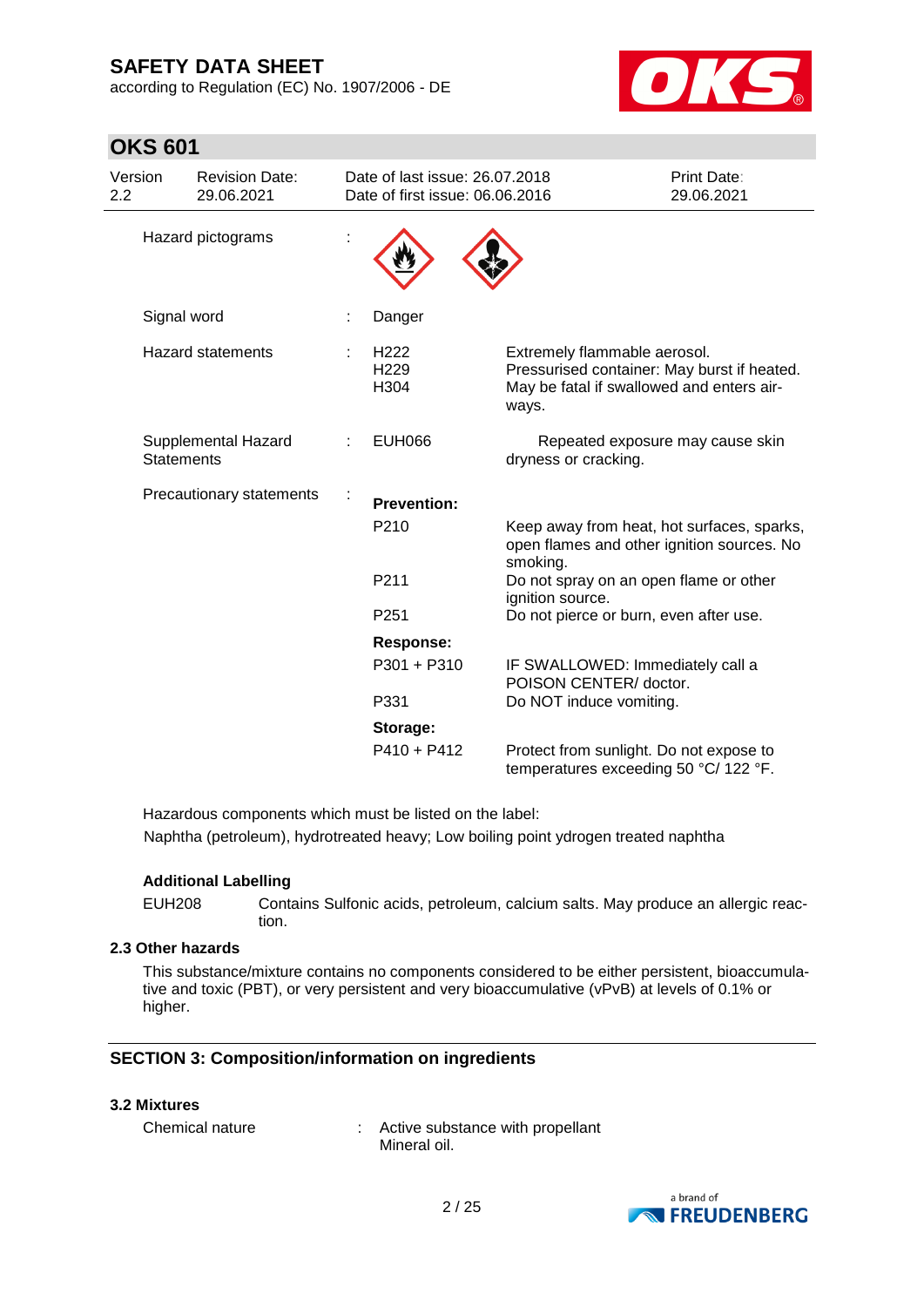Hazard pictograms :

Signal word : Danger

Hazard statements :

| | |
|---|---|
| H222 | Extremely flammable aerosol. |
| H229 | Pressurised container: May burst if heated. |
| H304 | May be fatal if swallowed and enters airways. |

Supplemental Hazard Statements :

| | |
|---|---|
| EUH066 | Repeated exposure may cause skin dryness or cracking. |

Precautionary statements :

**Prevention:**

| | |
|---|---|
| P210 | Keep away from heat, hot surfaces, sparks, open flames and other ignition sources. No smoking. |
| P211 | Do not spray on an open flame or other ignition source. |
| P251 | Do not pierce or burn, even after use. |

**Response:**

| | |
|---|---|
| P301 + P310 | IF SWALLOWED: Immediately call a POISON CENTER/ doctor. |
| P331 | Do NOT induce vomiting. |

**Storage:**

| | |
|---|---|
| P410 + P412 | Protect from sunlight. Do not expose to temperatures exceeding 50 °C/ 122 °F. |

Hazardous components which must be listed on the label:

Naphtha (petroleum), hydrotreated heavy; Low boiling point ydrogen treated naphtha

**Additional Labelling**

EUH208 Contains Sulfonic acids, petroleum, calcium salts. May produce an allergic reaction.

### 2.3 Other hazards

This substance/mixture contains no components considered to be either persistent, bioaccumulative and toxic (PBT), or very persistent and very bioaccumulative (vPvB) at levels of 0.1% or higher.

## SECTION 3: Composition/information on ingredients

### 3.2 Mixtures

Chemical nature : Active substance with propellant
Mineral oil.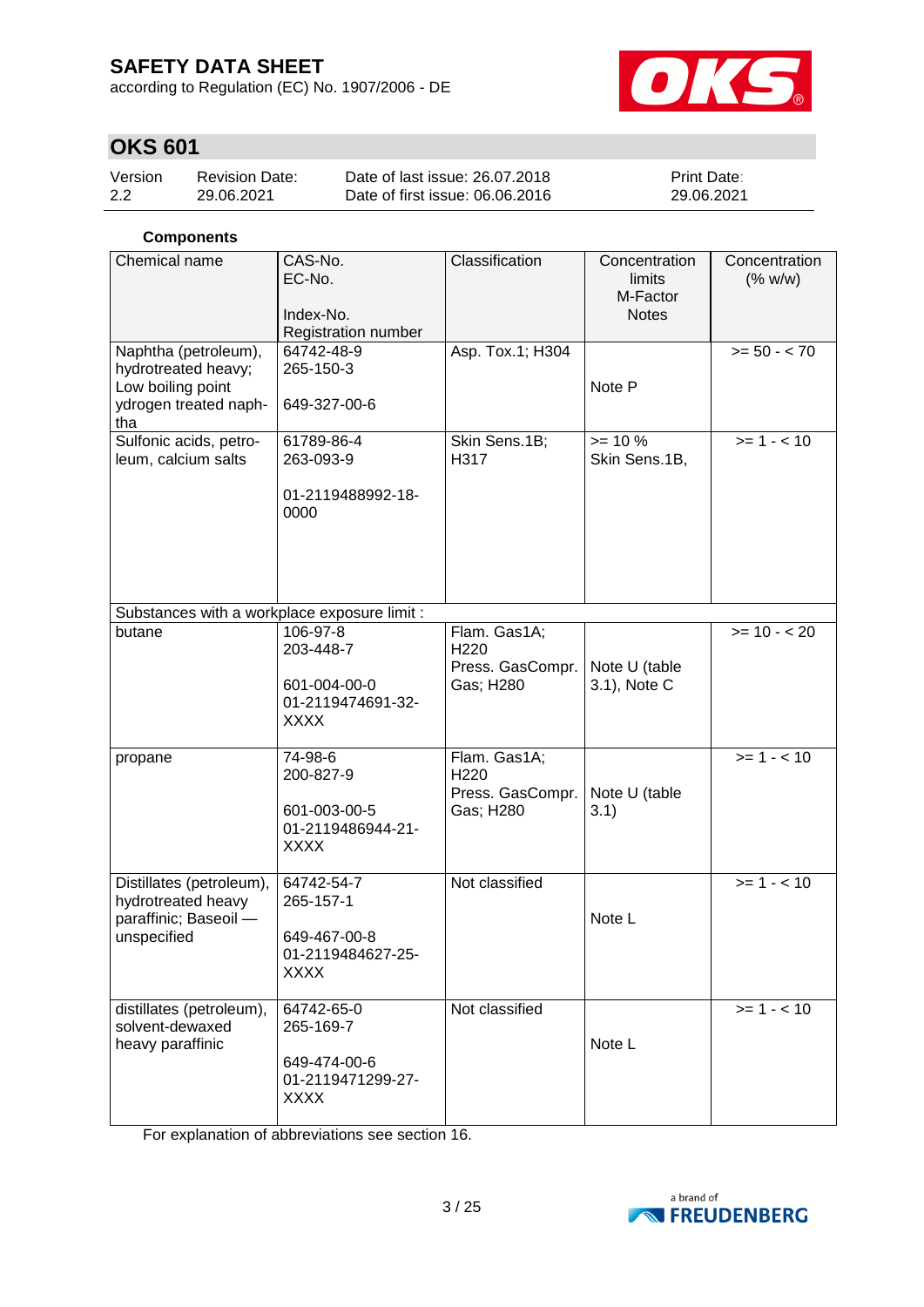# SAFETY DATA SHEET

according to Regulation (EC) No. 1907/2006 - DE

## OKS 601

| Version | Revision Date: | Date of last issue: 26.07.2018 | Print Date: |
|---|---|---|---|
| 2.2 | 29.06.2021 | Date of first issue: 06.06.2016 | 29.06.2021 |

**Components**

| Chemical name | CAS-No.<br>EC-No.<br><br>Index-No.<br>Registration number | Classification | Concentration limits<br>M-Factor<br>Notes | Concentration (% w/w) |
|---|---|---|---|---|
| Naphtha (petroleum), hydrotreated heavy; Low boiling point ydrogen treated naphtha | 64742-48-9<br>265-150-3<br><br>649-327-00-6 | Asp. Tox.1; H304 | Note P | >= 50 - < 70 |
| Sulfonic acids, petroleum, calcium salts | 61789-86-4<br>263-093-9<br><br>01-2119488992-18-0000 | Skin Sens.1B; H317 | >= 10 %<br>Skin Sens.1B, | >= 1 - < 10 |
| Substances with a workplace exposure limit : | | | | |
| butane | 106-97-8<br>203-448-7<br><br>601-004-00-0<br>01-2119474691-32-XXXX | Flam. Gas1A; H220<br>Press. GasCompr. Gas; H280 | Note U (table 3.1), Note C | >= 10 - < 20 |
| propane | 74-98-6<br>200-827-9<br><br>601-003-00-5<br>01-2119486944-21-XXXX | Flam. Gas1A; H220<br>Press. GasCompr. Gas; H280 | Note U (table 3.1) | >= 1 - < 10 |
| Distillates (petroleum), hydrotreated heavy paraffinic; Baseoil — unspecified | 64742-54-7<br>265-157-1<br><br>649-467-00-8<br>01-2119484627-25-XXXX | Not classified | Note L | >= 1 - < 10 |
| distillates (petroleum), solvent-dewaxed heavy paraffinic | 64742-65-0<br>265-169-7<br><br>649-474-00-6<br>01-2119471299-27-XXXX | Not classified | Note L | >= 1 - < 10 |

For explanation of abbreviations see section 16.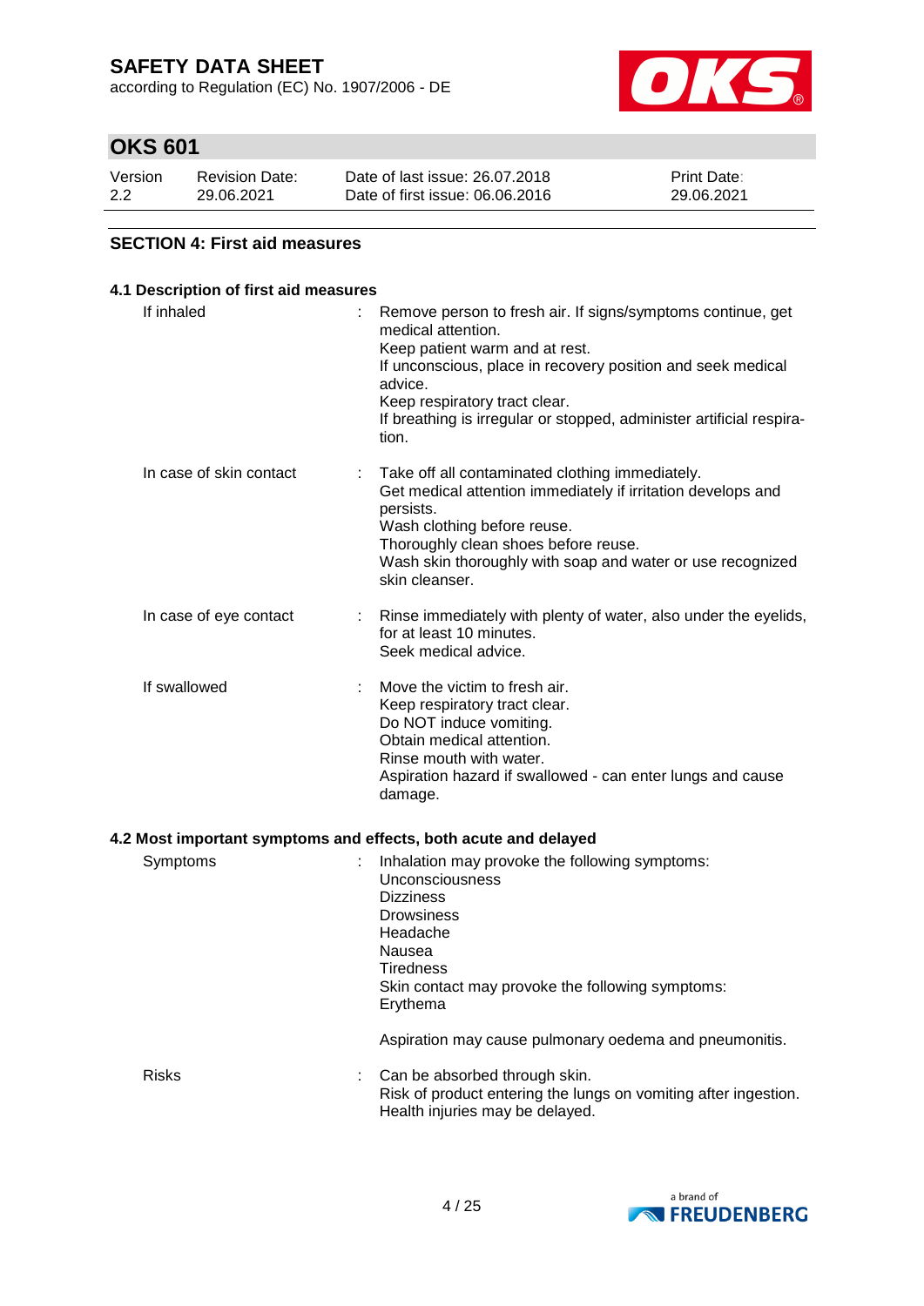## SECTION 4: First aid measures

### 4.1 Description of first aid measures

| | |
|---|---|
| If inhaled | : Remove person to fresh air. If signs/symptoms continue, get medical attention.<br>Keep patient warm and at rest.<br>If unconscious, place in recovery position and seek medical advice.<br>Keep respiratory tract clear.<br>If breathing is irregular or stopped, administer artificial respiration. |
| In case of skin contact | : Take off all contaminated clothing immediately.<br>Get medical attention immediately if irritation develops and persists.<br>Wash clothing before reuse.<br>Thoroughly clean shoes before reuse.<br>Wash skin thoroughly with soap and water or use recognized skin cleanser. |
| In case of eye contact | : Rinse immediately with plenty of water, also under the eyelids, for at least 10 minutes.<br>Seek medical advice. |
| If swallowed | : Move the victim to fresh air.<br>Keep respiratory tract clear.<br>Do NOT induce vomiting.<br>Obtain medical attention.<br>Rinse mouth with water.<br>Aspiration hazard if swallowed - can enter lungs and cause damage. |

### 4.2 Most important symptoms and effects, both acute and delayed

| | |
|---|---|
| Symptoms | : Inhalation may provoke the following symptoms:<br>Unconsciousness<br>Dizziness<br>Drowsiness<br>Headache<br>Nausea<br>Tiredness<br>Skin contact may provoke the following symptoms:<br>Erythema<br><br>Aspiration may cause pulmonary oedema and pneumonitis. |
| Risks | : Can be absorbed through skin.<br>Risk of product entering the lungs on vomiting after ingestion.<br>Health injuries may be delayed. |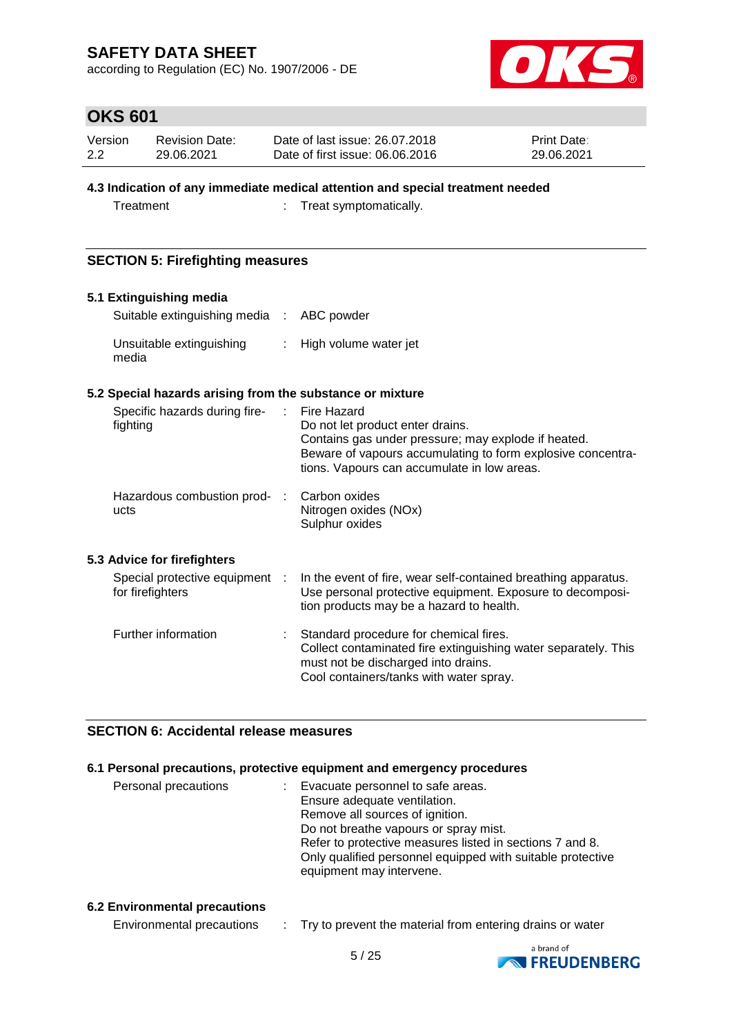### 4.3 Indication of any immediate medical attention and special treatment needed

| | |
|---|---|
| Treatment | : Treat symptomatically. |

## SECTION 5: Firefighting measures

### 5.1 Extinguishing media

| | |
|---|---|
| Suitable extinguishing media | : ABC powder |
| Unsuitable extinguishing media | : High volume water jet |

### 5.2 Special hazards arising from the substance or mixture

| | |
|---|---|
| Specific hazards during fire-fighting | : Fire Hazard<br>Do not let product enter drains.<br>Contains gas under pressure; may explode if heated.<br>Beware of vapours accumulating to form explosive concentrations. Vapours can accumulate in low areas. |
| Hazardous combustion products | : Carbon oxides<br>Nitrogen oxides (NOx)<br>Sulphur oxides |

### 5.3 Advice for firefighters

| | |
|---|---|
| Special protective equipment for firefighters | : In the event of fire, wear self-contained breathing apparatus.<br>Use personal protective equipment. Exposure to decomposition products may be a hazard to health. |
| Further information | : Standard procedure for chemical fires.<br>Collect contaminated fire extinguishing water separately. This must not be discharged into drains.<br>Cool containers/tanks with water spray. |

## SECTION 6: Accidental release measures

### 6.1 Personal precautions, protective equipment and emergency procedures

| | |
|---|---|
| Personal precautions | : Evacuate personnel to safe areas.<br>Ensure adequate ventilation.<br>Remove all sources of ignition.<br>Do not breathe vapours or spray mist.<br>Refer to protective measures listed in sections 7 and 8.<br>Only qualified personnel equipped with suitable protective equipment may intervene. |

### 6.2 Environmental precautions

| | |
|---|---|
| Environmental precautions | : Try to prevent the material from entering drains or water |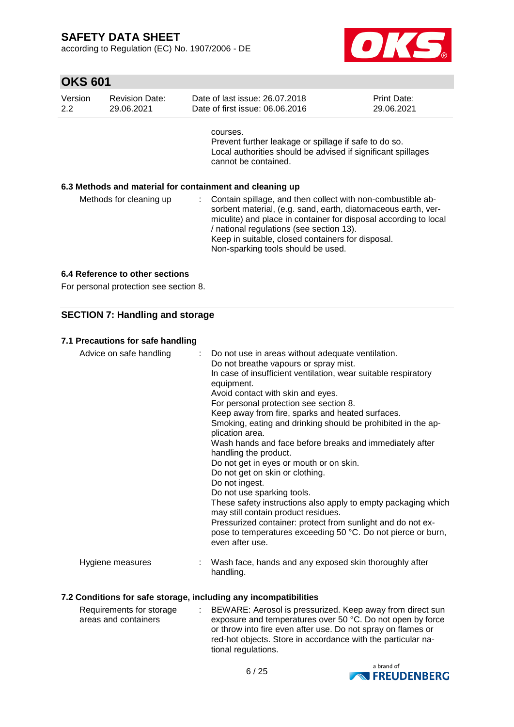courses.
Prevent further leakage or spillage if safe to do so.
Local authorities should be advised if significant spillages cannot be contained.

### 6.3 Methods and material for containment and cleaning up

| | |
|---|---|
| Methods for cleaning up | : Contain spillage, and then collect with non-combustible absorbent material, (e.g. sand, earth, diatomaceous earth, vermiculite) and place in container for disposal according to local / national regulations (see section 13).<br>Keep in suitable, closed containers for disposal.<br>Non-sparking tools should be used. |

### 6.4 Reference to other sections

For personal protection see section 8.

## SECTION 7: Handling and storage

### 7.1 Precautions for safe handling

| | |
|---|---|
| Advice on safe handling | : Do not use in areas without adequate ventilation.<br>Do not breathe vapours or spray mist.<br>In case of insufficient ventilation, wear suitable respiratory equipment.<br>Avoid contact with skin and eyes.<br>For personal protection see section 8.<br>Keep away from fire, sparks and heated surfaces.<br>Smoking, eating and drinking should be prohibited in the application area.<br>Wash hands and face before breaks and immediately after handling the product.<br>Do not get in eyes or mouth or on skin.<br>Do not get on skin or clothing.<br>Do not ingest.<br>Do not use sparking tools.<br>These safety instructions also apply to empty packaging which may still contain product residues.<br>Pressurized container: protect from sunlight and do not expose to temperatures exceeding 50 °C. Do not pierce or burn, even after use. |
| Hygiene measures | : Wash face, hands and any exposed skin thoroughly after handling. |

### 7.2 Conditions for safe storage, including any incompatibilities

| | |
|---|---|
| Requirements for storage areas and containers | : BEWARE: Aerosol is pressurized. Keep away from direct sun exposure and temperatures over 50 °C. Do not open by force or throw into fire even after use. Do not spray on flames or red-hot objects. Store in accordance with the particular national regulations. |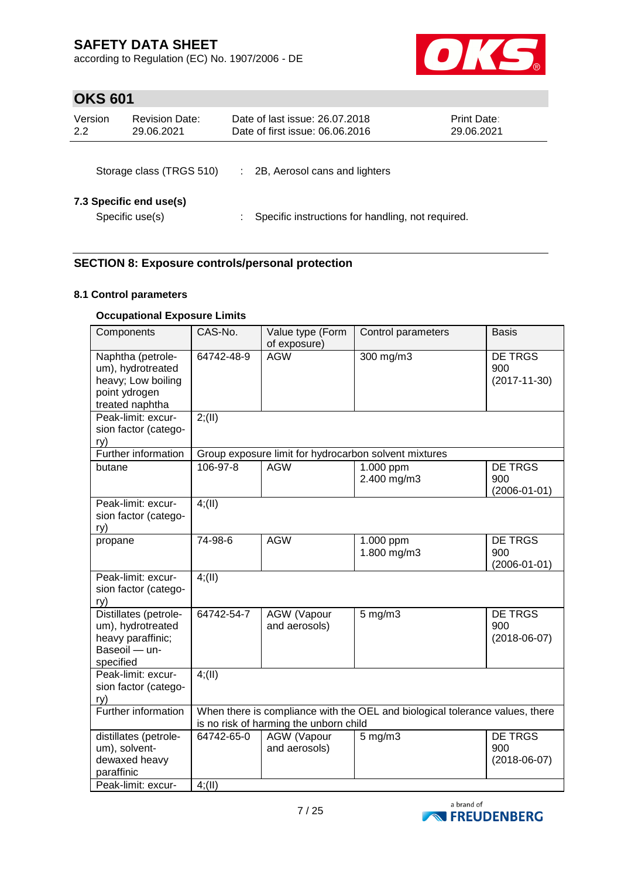Storage class (TRGS 510) : 2B, Aerosol cans and lighters

### 7.3 Specific end use(s)

Specific use(s) : Specific instructions for handling, not required.

## SECTION 8: Exposure controls/personal protection

### 8.1 Control parameters

**Occupational Exposure Limits**

| Components | CAS-No. | Value type (Form of exposure) | Control parameters | Basis |
|---|---|---|---|---|
| Naphtha (petroleum), hydrotreated heavy; Low boiling point ydrogen treated naphtha | 64742-48-9 | AGW | 300 mg/m3 | DE TRGS 900 (2017-11-30) |
| Peak-limit: excursion factor (category) | 2;(II) | | | |
| Further information | Group exposure limit for hydrocarbon solvent mixtures | | | |
| butane | 106-97-8 | AGW | 1.000 ppm<br>2.400 mg/m3 | DE TRGS 900 (2006-01-01) |
| Peak-limit: excursion factor (category) | 4;(II) | | | |
| propane | 74-98-6 | AGW | 1.000 ppm<br>1.800 mg/m3 | DE TRGS 900 (2006-01-01) |
| Peak-limit: excursion factor (category) | 4;(II) | | | |
| Distillates (petroleum), hydrotreated heavy paraffinic; Baseoil — unspecified | 64742-54-7 | AGW (Vapour and aerosols) | 5 mg/m3 | DE TRGS 900 (2018-06-07) |
| Peak-limit: excursion factor (category) | 4;(II) | | | |
| Further information | When there is compliance with the OEL and biological tolerance values, there is no risk of harming the unborn child | | | |
| distillates (petroleum), solvent-dewaxed heavy paraffinic | 64742-65-0 | AGW (Vapour and aerosols) | 5 mg/m3 | DE TRGS 900 (2018-06-07) |
| Peak-limit: excur- | 4;(II) | | | |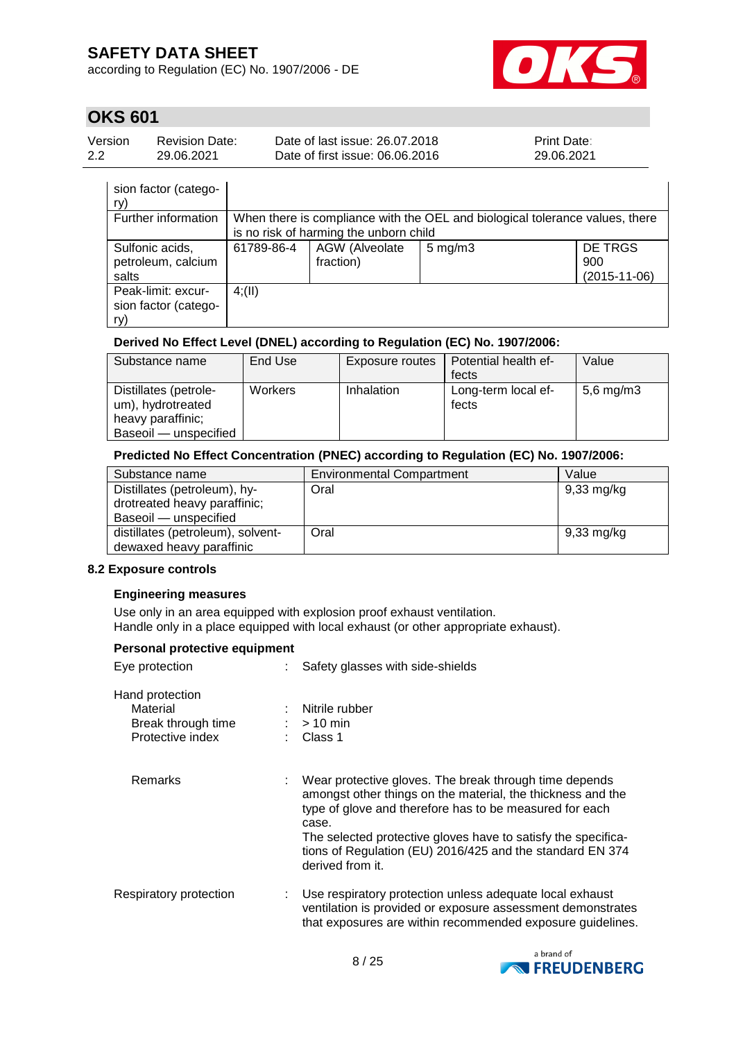| | | | | |
|---|---|---|---|---|
| sion factor (category) | | | | |
| Further information | When there is compliance with the OEL and biological tolerance values, there is no risk of harming the unborn child | | | |
| Sulfonic acids, petroleum, calcium salts | 61789-86-4 | AGW (Alveolate fraction) | 5 mg/m3 | DE TRGS 900 (2015-11-06) |
| Peak-limit: excursion factor (category) | 4;(II) | | | |

**Derived No Effect Level (DNEL) according to Regulation (EC) No. 1907/2006:**

| Substance name | End Use | Exposure routes | Potential health effects | Value |
|---|---|---|---|---|
| Distillates (petroleum), hydrotreated heavy paraffinic; Baseoil — unspecified | Workers | Inhalation | Long-term local effects | 5,6 mg/m3 |

**Predicted No Effect Concentration (PNEC) according to Regulation (EC) No. 1907/2006:**

| Substance name | Environmental Compartment | Value |
|---|---|---|
| Distillates (petroleum), hydrotreated heavy paraffinic; Baseoil — unspecified | Oral | 9,33 mg/kg |
| distillates (petroleum), solvent-dewaxed heavy paraffinic | Oral | 9,33 mg/kg |

### 8.2 Exposure controls

**Engineering measures**

Use only in an area equipped with explosion proof exhaust ventilation.
Handle only in a place equipped with local exhaust (or other appropriate exhaust).

**Personal protective equipment**

Eye protection : Safety glasses with side-shields

Hand protection
- Material : Nitrile rubber
- Break through time : > 10 min
- Protective index : Class 1

Remarks : Wear protective gloves. The break through time depends amongst other things on the material, the thickness and the type of glove and therefore has to be measured for each case.
The selected protective gloves have to satisfy the specifications of Regulation (EU) 2016/425 and the standard EN 374 derived from it.

Respiratory protection : Use respiratory protection unless adequate local exhaust ventilation is provided or exposure assessment demonstrates that exposures are within recommended exposure guidelines.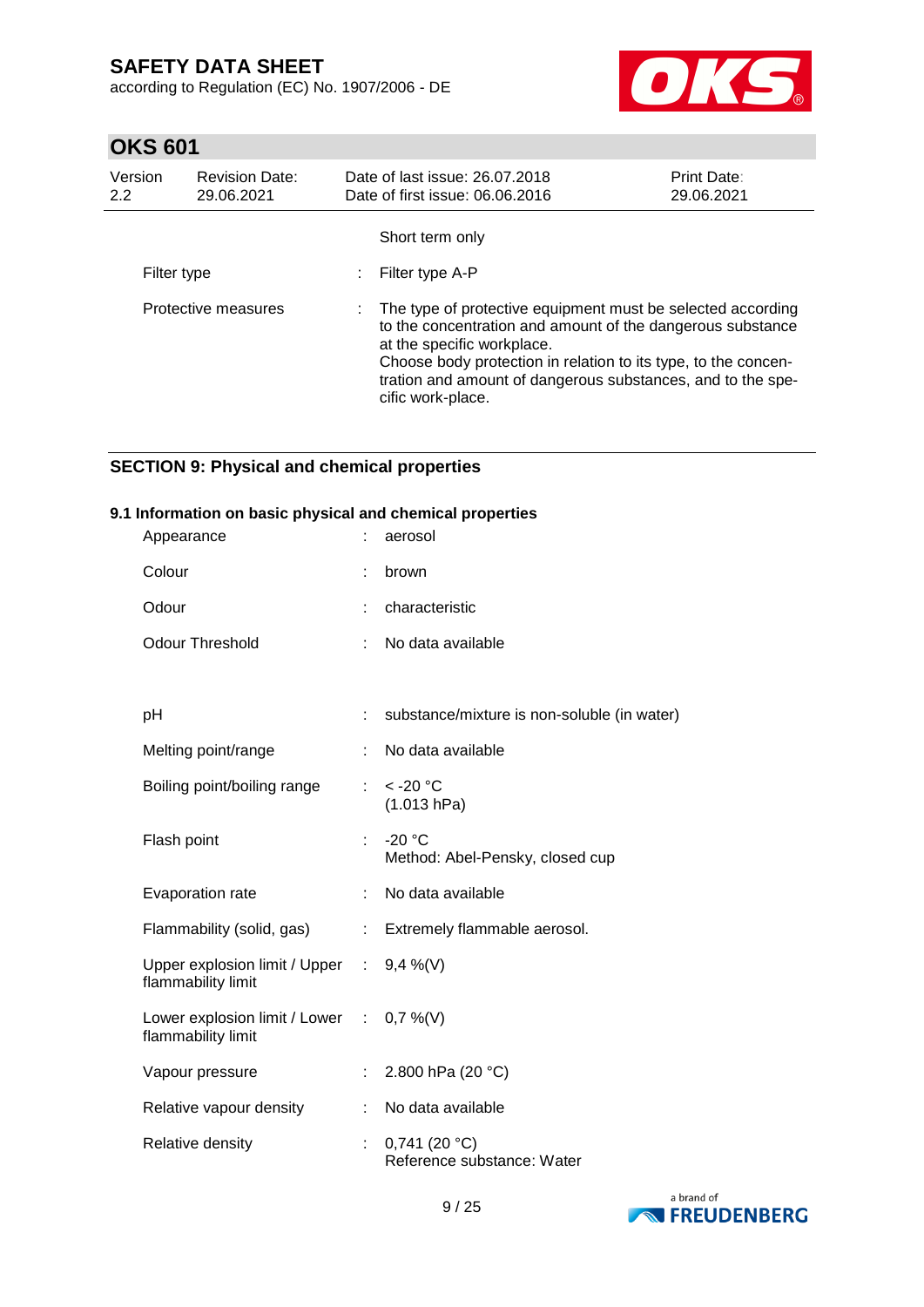| | | |
|---|---|---|
| | | Short term only |
| Filter type | : | Filter type A-P |
| Protective measures | : | The type of protective equipment must be selected according to the concentration and amount of the dangerous substance at the specific workplace.<br>Choose body protection in relation to its type, to the concentration and amount of dangerous substances, and to the specific work-place. |

## SECTION 9: Physical and chemical properties

### 9.1 Information on basic physical and chemical properties

| | | |
|---|---|---|
| Appearance | : | aerosol |
| Colour | : | brown |
| Odour | : | characteristic |
| Odour Threshold | : | No data available |
| pH | : | substance/mixture is non-soluble (in water) |
| Melting point/range | : | No data available |
| Boiling point/boiling range | : | < -20 °C<br>(1.013 hPa) |
| Flash point | : | -20 °C<br>Method: Abel-Pensky, closed cup |
| Evaporation rate | : | No data available |
| Flammability (solid, gas) | : | Extremely flammable aerosol. |
| Upper explosion limit / Upper flammability limit | : | 9,4 %(V) |
| Lower explosion limit / Lower flammability limit | : | 0,7 %(V) |
| Vapour pressure | : | 2.800 hPa (20 °C) |
| Relative vapour density | : | No data available |
| Relative density | : | 0,741 (20 °C)<br>Reference substance: Water |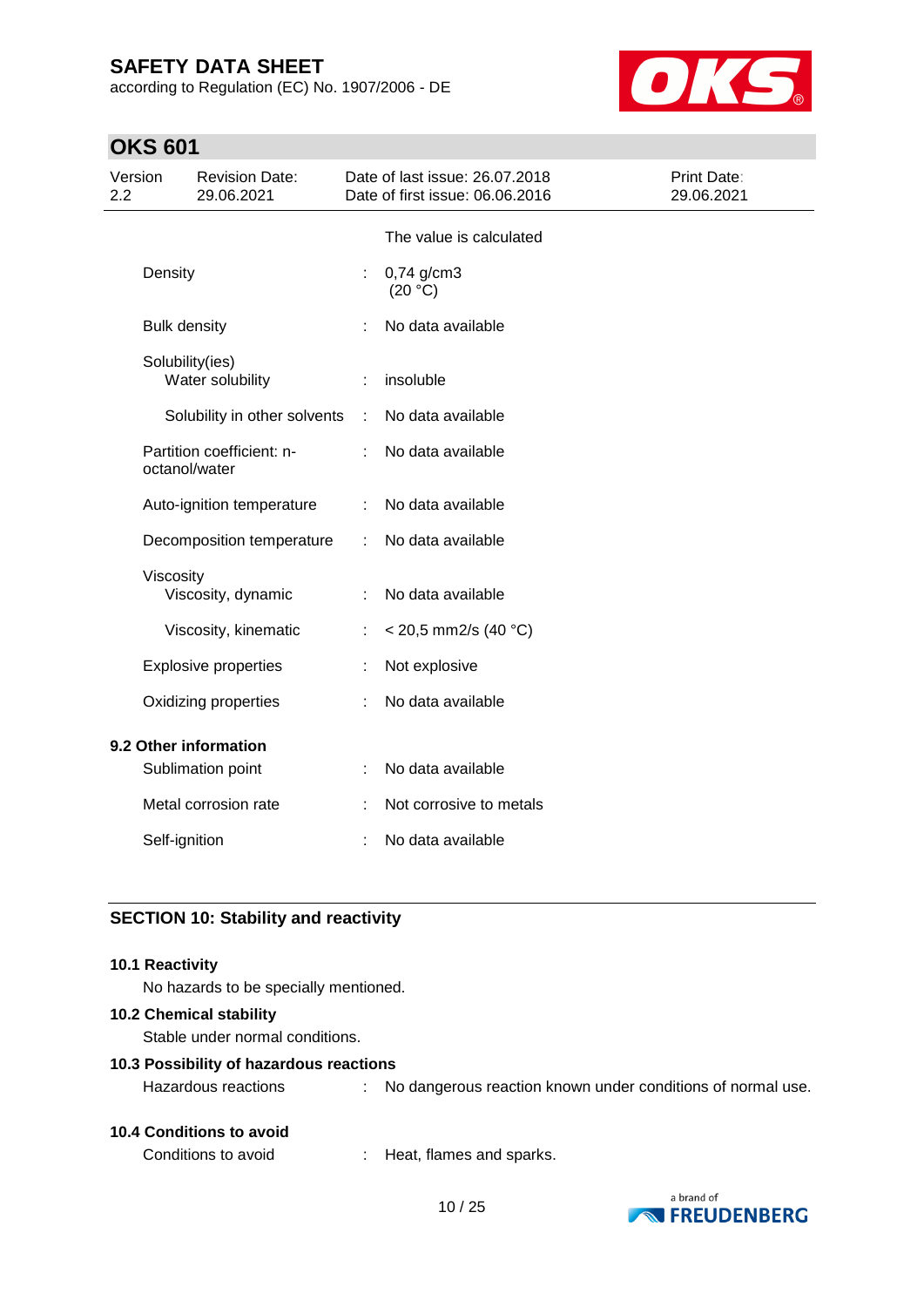The value is calculated

| | | |
|---|---|---|
| Density | : | 0,74 g/cm3 (20 °C) |
| Bulk density | : | No data available |
| Solubility(ies) | | |
| Water solubility | : | insoluble |
| Solubility in other solvents | : | No data available |
| Partition coefficient: n-octanol/water | : | No data available |
| Auto-ignition temperature | : | No data available |
| Decomposition temperature | : | No data available |
| Viscosity | | |
| Viscosity, dynamic | : | No data available |
| Viscosity, kinematic | : | < 20,5 mm2/s (40 °C) |
| Explosive properties | : | Not explosive |
| Oxidizing properties | : | No data available |

**9.2 Other information**

| | | |
|---|---|---|
| Sublimation point | : | No data available |
| Metal corrosion rate | : | Not corrosive to metals |
| Self-ignition | : | No data available |

## SECTION 10: Stability and reactivity

**10.1 Reactivity**

No hazards to be specially mentioned.

**10.2 Chemical stability**

Stable under normal conditions.

**10.3 Possibility of hazardous reactions**

Hazardous reactions : No dangerous reaction known under conditions of normal use.

**10.4 Conditions to avoid**

Conditions to avoid : Heat, flames and sparks.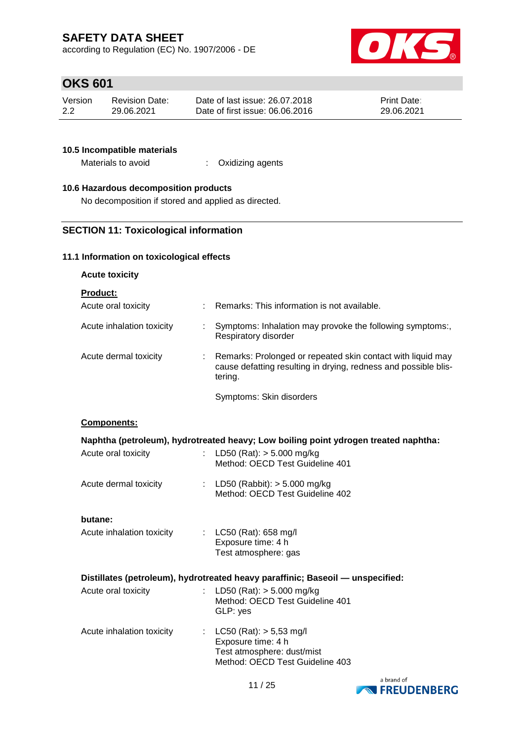### 10.5 Incompatible materials

| | | |
|---|---|---|
| Materials to avoid | : | Oxidizing agents |

### 10.6 Hazardous decomposition products

No decomposition if stored and applied as directed.

## SECTION 11: Toxicological information

### 11.1 Information on toxicological effects

**Acute toxicity**

**Product:**

| | | |
|---|---|---|
| Acute oral toxicity | : | Remarks: This information is not available. |
| Acute inhalation toxicity | : | Symptoms: Inhalation may provoke the following symptoms:, Respiratory disorder |
| Acute dermal toxicity | : | Remarks: Prolonged or repeated skin contact with liquid may cause defatting resulting in drying, redness and possible blistering.<br><br>Symptoms: Skin disorders |

**Components:**

**Naphtha (petroleum), hydrotreated heavy; Low boiling point ydrogen treated naphtha:**

| | | |
|---|---|---|
| Acute oral toxicity | : | LD50 (Rat): > 5.000 mg/kg<br>Method: OECD Test Guideline 401 |
| Acute dermal toxicity | : | LD50 (Rabbit): > 5.000 mg/kg<br>Method: OECD Test Guideline 402 |

**butane:**

| | | |
|---|---|---|
| Acute inhalation toxicity | : | LC50 (Rat): 658 mg/l<br>Exposure time: 4 h<br>Test atmosphere: gas |

**Distillates (petroleum), hydrotreated heavy paraffinic; Baseoil — unspecified:**

| | | |
|---|---|---|
| Acute oral toxicity | : | LD50 (Rat): > 5.000 mg/kg<br>Method: OECD Test Guideline 401<br>GLP: yes |
| Acute inhalation toxicity | : | LC50 (Rat): > 5,53 mg/l<br>Exposure time: 4 h<br>Test atmosphere: dust/mist<br>Method: OECD Test Guideline 403 |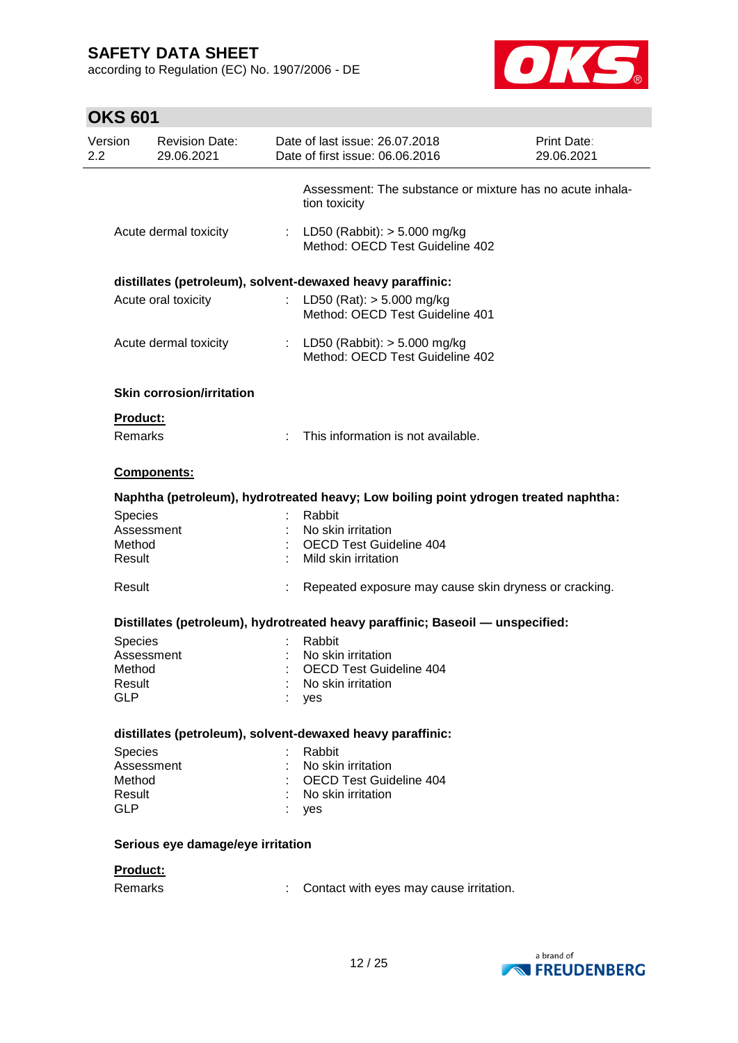| | | |
|---|---|---|
| | | Assessment: The substance or mixture has no acute inhalation toxicity |
| Acute dermal toxicity | : | LD50 (Rabbit): > 5.000 mg/kg<br>Method: OECD Test Guideline 402 |

**distillates (petroleum), solvent-dewaxed heavy paraffinic:**

| | | |
|---|---|---|
| Acute oral toxicity | : | LD50 (Rat): > 5.000 mg/kg<br>Method: OECD Test Guideline 401 |
| Acute dermal toxicity | : | LD50 (Rabbit): > 5.000 mg/kg<br>Method: OECD Test Guideline 402 |

**Skin corrosion/irritation**

**Product:**

| | | |
|---|---|---|
| Remarks | : | This information is not available. |

**Components:**

**Naphtha (petroleum), hydrotreated heavy; Low boiling point ydrogen treated naphtha:**

| | | |
|---|---|---|
| Species | : | Rabbit |
| Assessment | : | No skin irritation |
| Method | : | OECD Test Guideline 404 |
| Result | : | Mild skin irritation |
| Result | : | Repeated exposure may cause skin dryness or cracking. |

**Distillates (petroleum), hydrotreated heavy paraffinic; Baseoil — unspecified:**

| | | |
|---|---|---|
| Species | : | Rabbit |
| Assessment | : | No skin irritation |
| Method | : | OECD Test Guideline 404 |
| Result | : | No skin irritation |
| GLP | : | yes |

**distillates (petroleum), solvent-dewaxed heavy paraffinic:**

| | | |
|---|---|---|
| Species | : | Rabbit |
| Assessment | : | No skin irritation |
| Method | : | OECD Test Guideline 404 |
| Result | : | No skin irritation |
| GLP | : | yes |

**Serious eye damage/eye irritation**

**Product:**

| | | |
|---|---|---|
| Remarks | : | Contact with eyes may cause irritation. |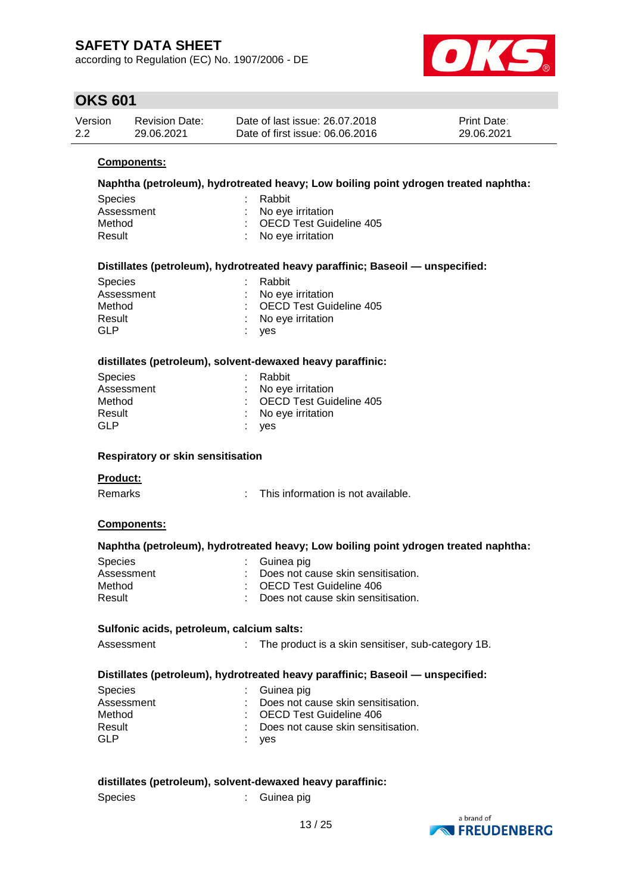**Components:**

**Naphtha (petroleum), hydrotreated heavy; Low boiling point ydrogen treated naphtha:**

| | | |
|---|---|---|
| Species | : | Rabbit |
| Assessment | : | No eye irritation |
| Method | : | OECD Test Guideline 405 |
| Result | : | No eye irritation |

**Distillates (petroleum), hydrotreated heavy paraffinic; Baseoil — unspecified:**

| | | |
|---|---|---|
| Species | : | Rabbit |
| Assessment | : | No eye irritation |
| Method | : | OECD Test Guideline 405 |
| Result | : | No eye irritation |
| GLP | : | yes |

**distillates (petroleum), solvent-dewaxed heavy paraffinic:**

| | | |
|---|---|---|
| Species | : | Rabbit |
| Assessment | : | No eye irritation |
| Method | : | OECD Test Guideline 405 |
| Result | : | No eye irritation |
| GLP | : | yes |

**Respiratory or skin sensitisation**

**Product:**

| | | |
|---|---|---|
| Remarks | : | This information is not available. |

**Components:**

**Naphtha (petroleum), hydrotreated heavy; Low boiling point ydrogen treated naphtha:**

| | | |
|---|---|---|
| Species | : | Guinea pig |
| Assessment | : | Does not cause skin sensitisation. |
| Method | : | OECD Test Guideline 406 |
| Result | : | Does not cause skin sensitisation. |

**Sulfonic acids, petroleum, calcium salts:**

| | | |
|---|---|---|
| Assessment | : | The product is a skin sensitiser, sub-category 1B. |

**Distillates (petroleum), hydrotreated heavy paraffinic; Baseoil — unspecified:**

| | | |
|---|---|---|
| Species | : | Guinea pig |
| Assessment | : | Does not cause skin sensitisation. |
| Method | : | OECD Test Guideline 406 |
| Result | : | Does not cause skin sensitisation. |
| GLP | : | yes |

**distillates (petroleum), solvent-dewaxed heavy paraffinic:**

| | | |
|---|---|---|
| Species | : | Guinea pig |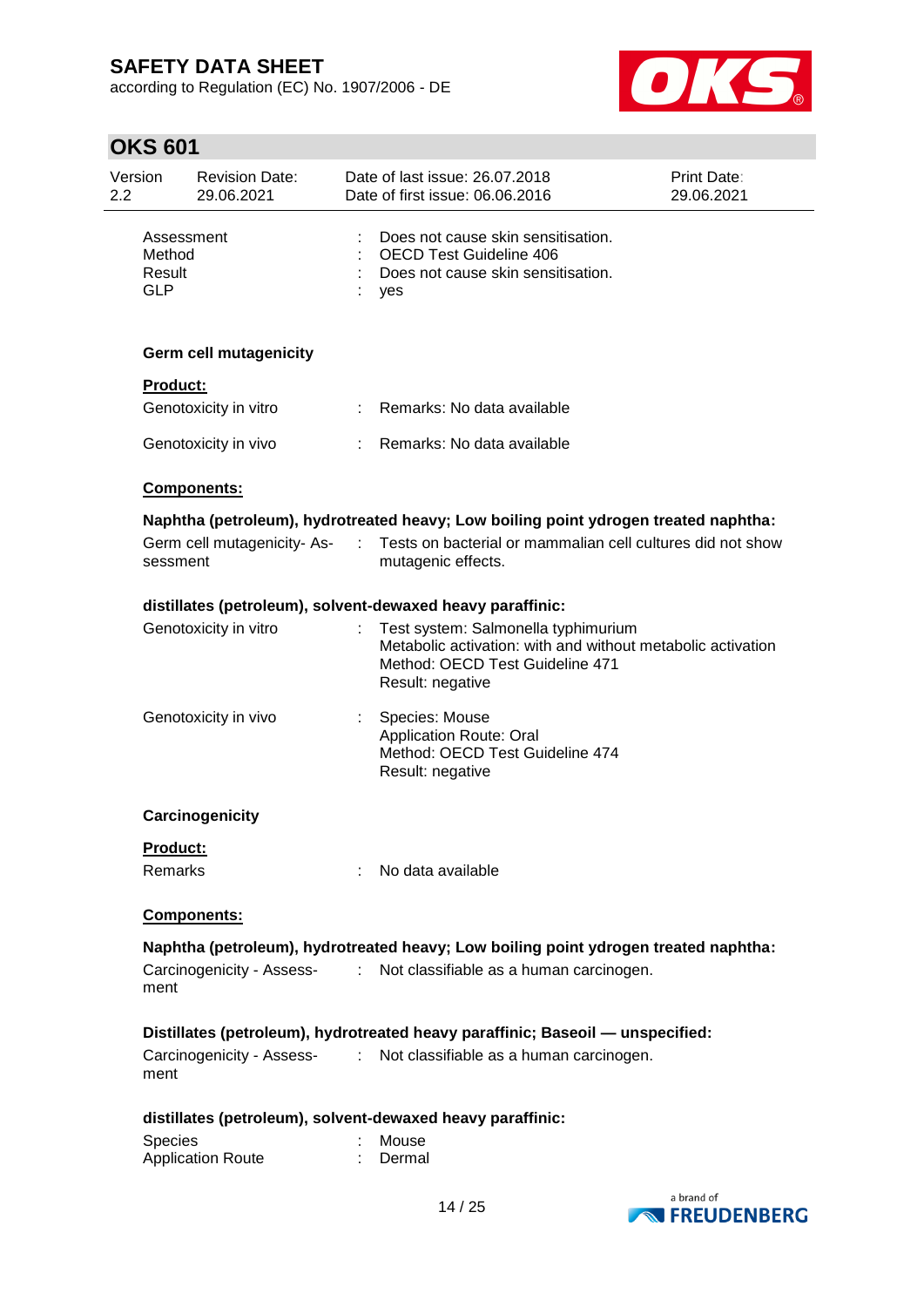| | | |
|---|---|---|
| Assessment | : | Does not cause skin sensitisation. |
| Method | : | OECD Test Guideline 406 |
| Result | : | Does not cause skin sensitisation. |
| GLP | : | yes |

**Germ cell mutagenicity**

**Product:**

| | | |
|---|---|---|
| Genotoxicity in vitro | : | Remarks: No data available |
| Genotoxicity in vivo | : | Remarks: No data available |

**Components:**

**Naphtha (petroleum), hydrotreated heavy; Low boiling point ydrogen treated naphtha:**

| | | |
|---|---|---|
| Germ cell mutagenicity- Assessment | : | Tests on bacterial or mammalian cell cultures did not show mutagenic effects. |

**distillates (petroleum), solvent-dewaxed heavy paraffinic:**

| | | |
|---|---|---|
| Genotoxicity in vitro | : | Test system: Salmonella typhimurium<br>Metabolic activation: with and without metabolic activation<br>Method: OECD Test Guideline 471<br>Result: negative |
| Genotoxicity in vivo | : | Species: Mouse<br>Application Route: Oral<br>Method: OECD Test Guideline 474<br>Result: negative |

**Carcinogenicity**

**Product:**

| | | |
|---|---|---|
| Remarks | : | No data available |

**Components:**

**Naphtha (petroleum), hydrotreated heavy; Low boiling point ydrogen treated naphtha:**

| | | |
|---|---|---|
| Carcinogenicity - Assessment | : | Not classifiable as a human carcinogen. |

**Distillates (petroleum), hydrotreated heavy paraffinic; Baseoil — unspecified:**

| | | |
|---|---|---|
| Carcinogenicity - Assessment | : | Not classifiable as a human carcinogen. |

**distillates (petroleum), solvent-dewaxed heavy paraffinic:**

| | | |
|---|---|---|
| Species | : | Mouse |
| Application Route | : | Dermal |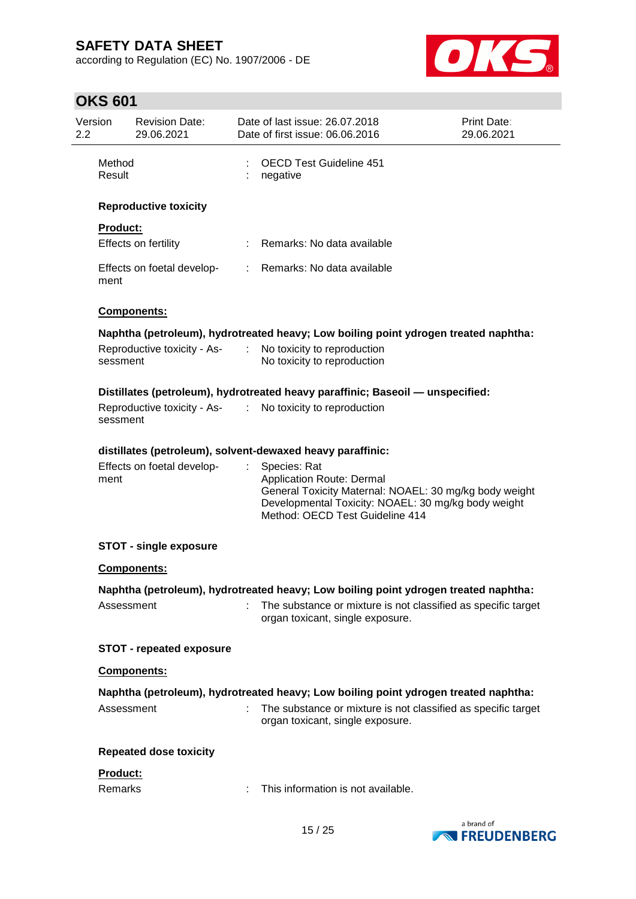| | | |
|---|---|---|
| Method | : | OECD Test Guideline 451 |
| Result | : | negative |

**Reproductive toxicity**

**Product:**

| | | |
|---|---|---|
| Effects on fertility | : | Remarks: No data available |
| Effects on foetal development | : | Remarks: No data available |

**Components:**

**Naphtha (petroleum), hydrotreated heavy; Low boiling point ydrogen treated naphtha:**

| | | |
|---|---|---|
| Reproductive toxicity - Assessment | : | No toxicity to reproduction<br>No toxicity to reproduction |

**Distillates (petroleum), hydrotreated heavy paraffinic; Baseoil — unspecified:**

| | | |
|---|---|---|
| Reproductive toxicity - Assessment | : | No toxicity to reproduction |

**distillates (petroleum), solvent-dewaxed heavy paraffinic:**

| | | |
|---|---|---|
| Effects on foetal development | : | Species: Rat<br>Application Route: Dermal<br>General Toxicity Maternal: NOAEL: 30 mg/kg body weight<br>Developmental Toxicity: NOAEL: 30 mg/kg body weight<br>Method: OECD Test Guideline 414 |

**STOT - single exposure**

**Components:**

**Naphtha (petroleum), hydrotreated heavy; Low boiling point ydrogen treated naphtha:**

| | | |
|---|---|---|
| Assessment | : | The substance or mixture is not classified as specific target organ toxicant, single exposure. |

**STOT - repeated exposure**

**Components:**

**Naphtha (petroleum), hydrotreated heavy; Low boiling point ydrogen treated naphtha:**

| | | |
|---|---|---|
| Assessment | : | The substance or mixture is not classified as specific target organ toxicant, single exposure. |

**Repeated dose toxicity**

**Product:**

| | | |
|---|---|---|
| Remarks | : | This information is not available. |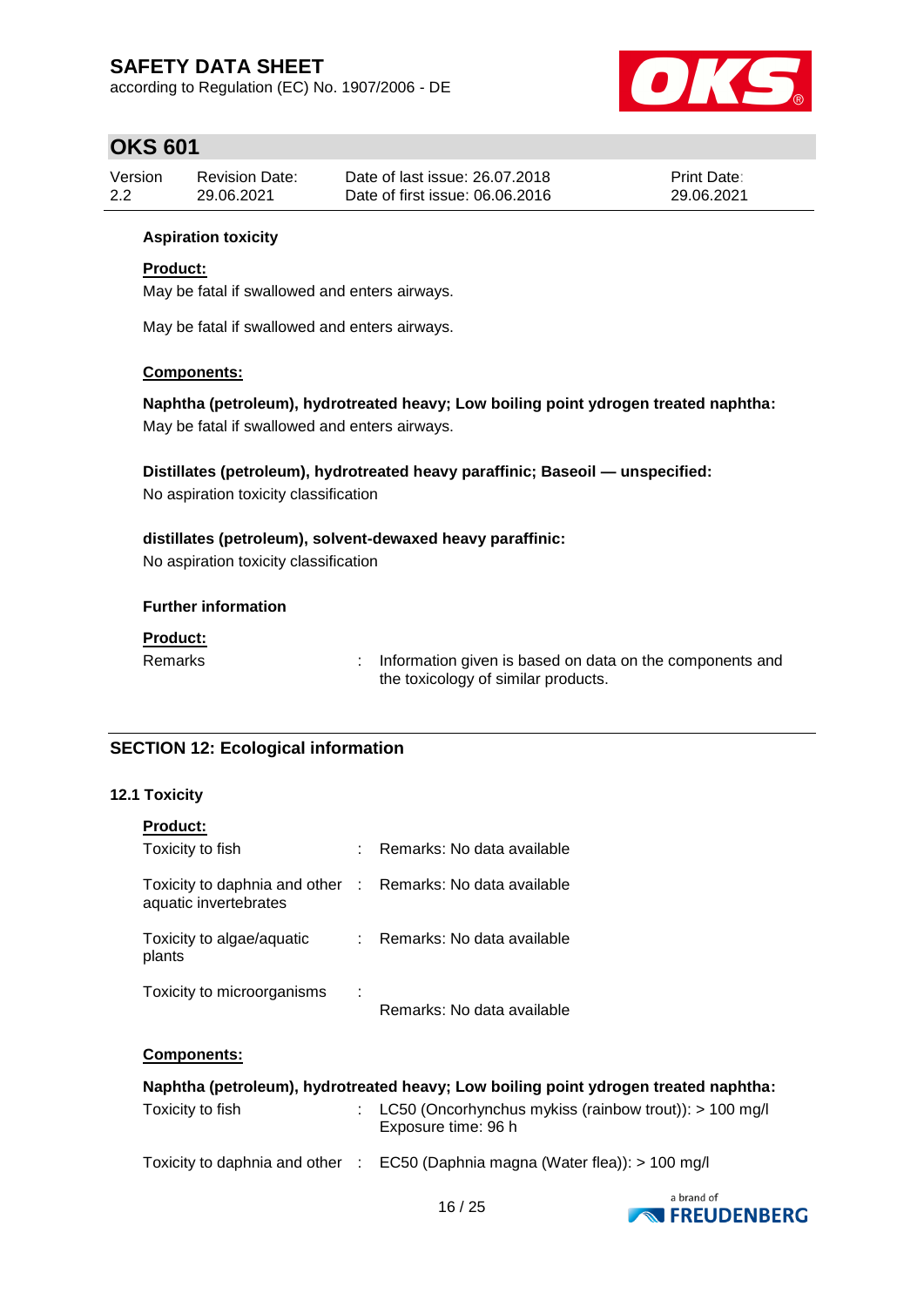**Aspiration toxicity**

**Product:**

May be fatal if swallowed and enters airways.

May be fatal if swallowed and enters airways.

**Components:**

**Naphtha (petroleum), hydrotreated heavy; Low boiling point ydrogen treated naphtha:**
May be fatal if swallowed and enters airways.

**Distillates (petroleum), hydrotreated heavy paraffinic; Baseoil — unspecified:**
No aspiration toxicity classification

**distillates (petroleum), solvent-dewaxed heavy paraffinic:**
No aspiration toxicity classification

**Further information**

**Product:**

Remarks : Information given is based on data on the components and the toxicology of similar products.

## SECTION 12: Ecological information

### 12.1 Toxicity

**Product:**

Toxicity to fish : Remarks: No data available

Toxicity to daphnia and other aquatic invertebrates : Remarks: No data available

Toxicity to algae/aquatic plants : Remarks: No data available

Toxicity to microorganisms : Remarks: No data available

**Components:**

**Naphtha (petroleum), hydrotreated heavy; Low boiling point ydrogen treated naphtha:**

Toxicity to fish : LC50 (Oncorhynchus mykiss (rainbow trout)): > 100 mg/l
Exposure time: 96 h

Toxicity to daphnia and other : EC50 (Daphnia magna (Water flea)): > 100 mg/l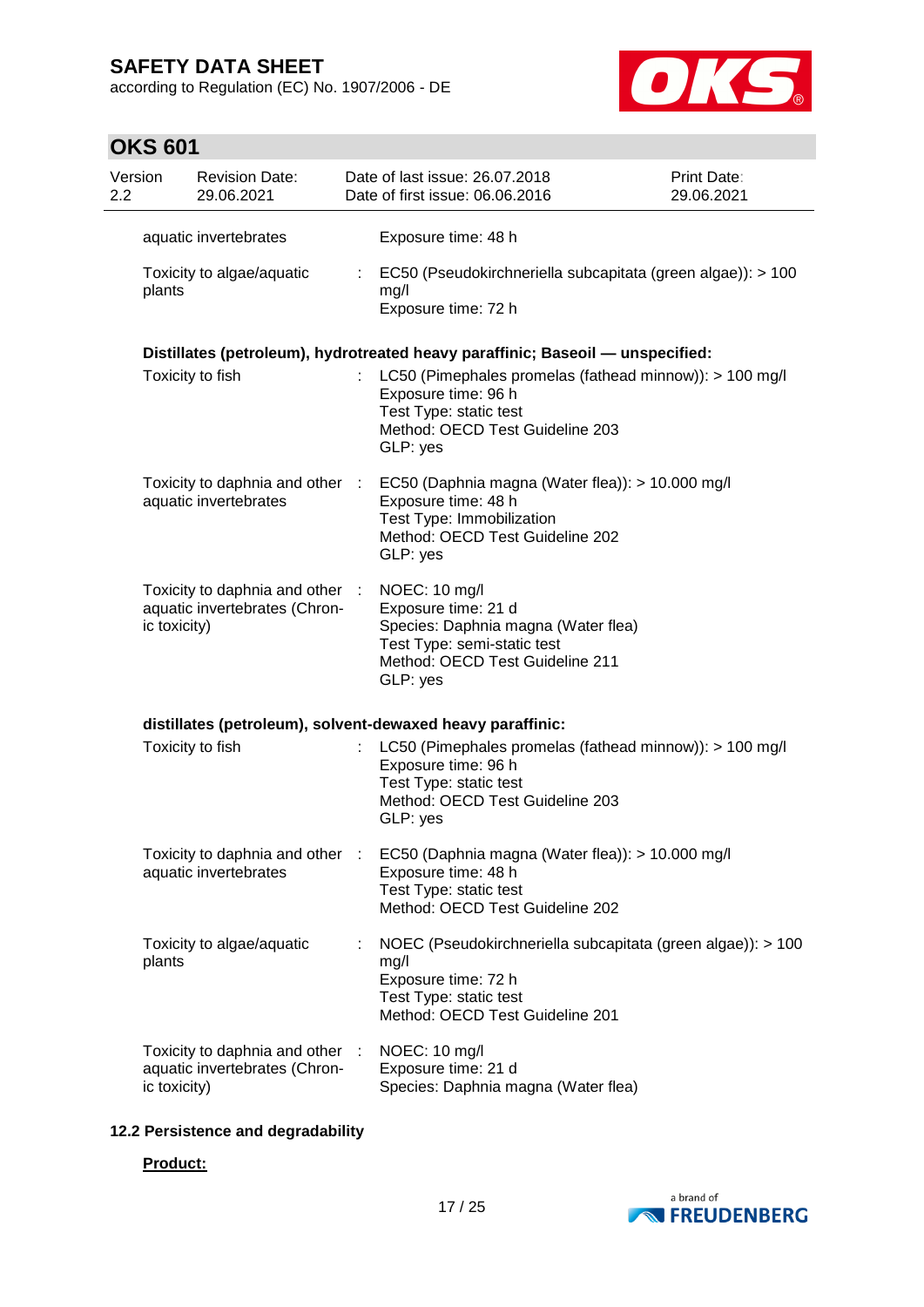| | | |
|---|---|---|
| aquatic invertebrates | | Exposure time: 48 h |
| Toxicity to algae/aquatic plants | : | EC50 (Pseudokirchneriella subcapitata (green algae)): > 100 mg/l<br>Exposure time: 72 h |

**Distillates (petroleum), hydrotreated heavy paraffinic; Baseoil — unspecified:**

| | | |
|---|---|---|
| Toxicity to fish | : | LC50 (Pimephales promelas (fathead minnow)): > 100 mg/l<br>Exposure time: 96 h<br>Test Type: static test<br>Method: OECD Test Guideline 203<br>GLP: yes |
| Toxicity to daphnia and other aquatic invertebrates | : | EC50 (Daphnia magna (Water flea)): > 10.000 mg/l<br>Exposure time: 48 h<br>Test Type: Immobilization<br>Method: OECD Test Guideline 202<br>GLP: yes |
| Toxicity to daphnia and other aquatic invertebrates (Chronic toxicity) | : | NOEC: 10 mg/l<br>Exposure time: 21 d<br>Species: Daphnia magna (Water flea)<br>Test Type: semi-static test<br>Method: OECD Test Guideline 211<br>GLP: yes |

**distillates (petroleum), solvent-dewaxed heavy paraffinic:**

| | | |
|---|---|---|
| Toxicity to fish | : | LC50 (Pimephales promelas (fathead minnow)): > 100 mg/l<br>Exposure time: 96 h<br>Test Type: static test<br>Method: OECD Test Guideline 203<br>GLP: yes |
| Toxicity to daphnia and other aquatic invertebrates | : | EC50 (Daphnia magna (Water flea)): > 10.000 mg/l<br>Exposure time: 48 h<br>Test Type: static test<br>Method: OECD Test Guideline 202 |
| Toxicity to algae/aquatic plants | : | NOEC (Pseudokirchneriella subcapitata (green algae)): > 100 mg/l<br>Exposure time: 72 h<br>Test Type: static test<br>Method: OECD Test Guideline 201 |
| Toxicity to daphnia and other aquatic invertebrates (Chronic toxicity) | : | NOEC: 10 mg/l<br>Exposure time: 21 d<br>Species: Daphnia magna (Water flea) |

### 12.2 Persistence and degradability

**Product:**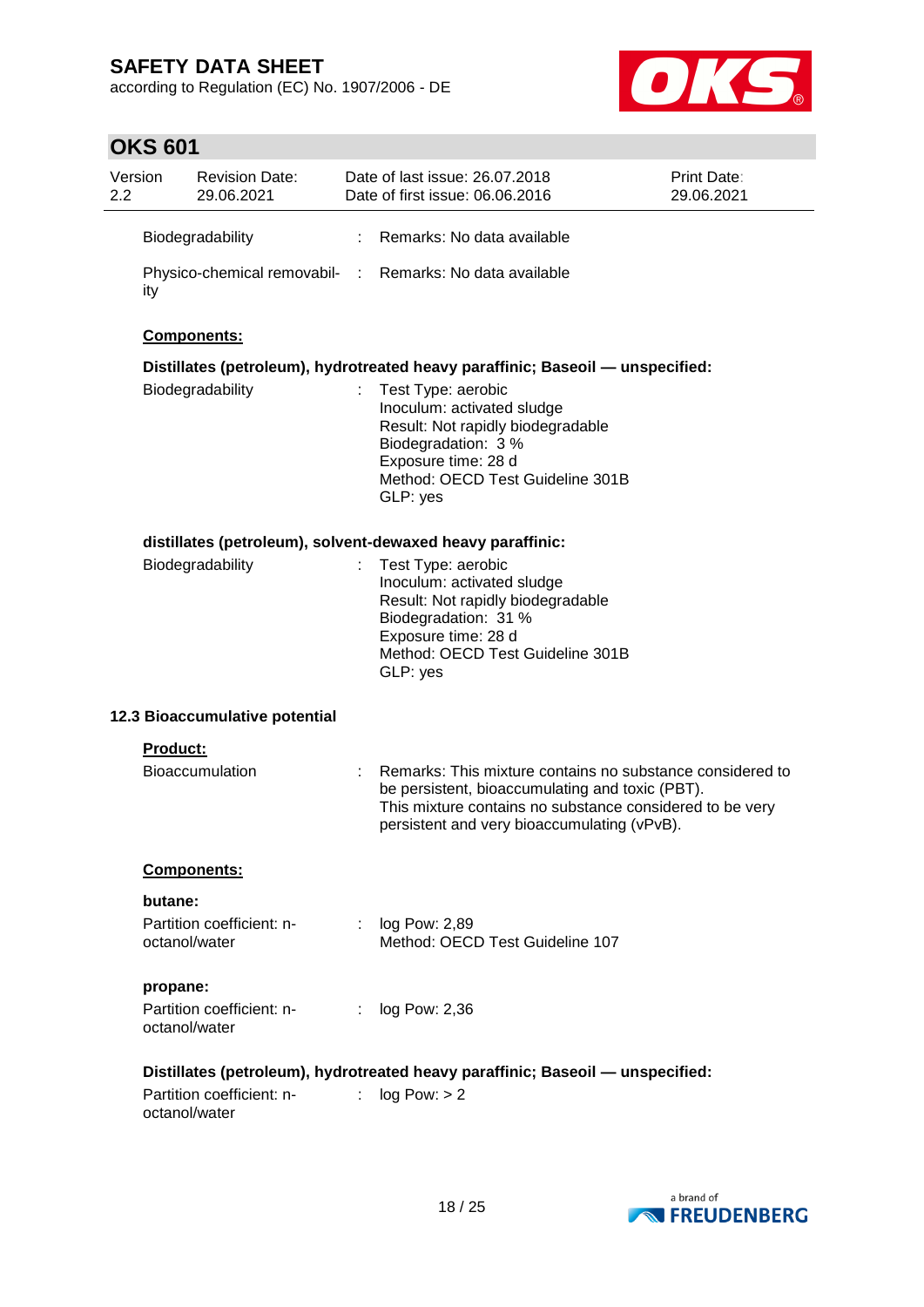Biodegradability : Remarks: No data available

Physico-chemical removability : Remarks: No data available

**Components:**

**Distillates (petroleum), hydrotreated heavy paraffinic; Baseoil — unspecified:**

Biodegradability : Test Type: aerobic
Inoculum: activated sludge
Result: Not rapidly biodegradable
Biodegradation: 3 %
Exposure time: 28 d
Method: OECD Test Guideline 301B
GLP: yes

**distillates (petroleum), solvent-dewaxed heavy paraffinic:**

Biodegradability : Test Type: aerobic
Inoculum: activated sludge
Result: Not rapidly biodegradable
Biodegradation: 31 %
Exposure time: 28 d
Method: OECD Test Guideline 301B
GLP: yes

### 12.3 Bioaccumulative potential

**Product:**

Bioaccumulation : Remarks: This mixture contains no substance considered to be persistent, bioaccumulating and toxic (PBT).
This mixture contains no substance considered to be very persistent and very bioaccumulating (vPvB).

**Components:**

**butane:**

Partition coefficient: n-octanol/water : log Pow: 2,89
Method: OECD Test Guideline 107

**propane:**

Partition coefficient: n-octanol/water : log Pow: 2,36

**Distillates (petroleum), hydrotreated heavy paraffinic; Baseoil — unspecified:**

Partition coefficient: n-octanol/water : log Pow: > 2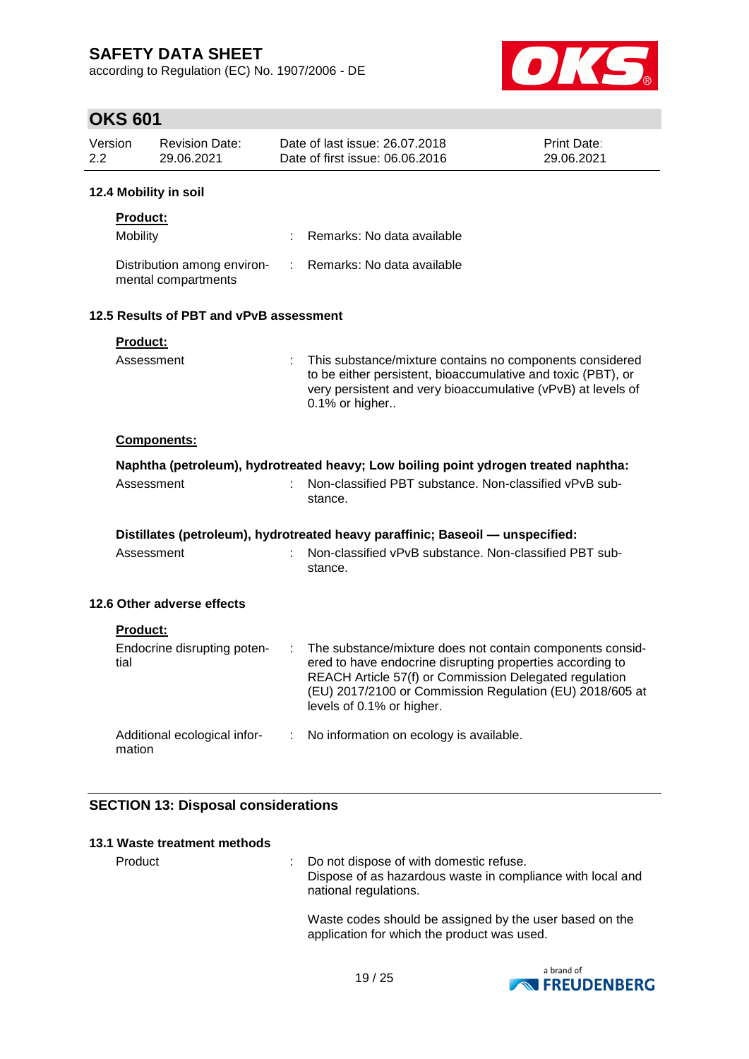### 12.4 Mobility in soil

**Product:**

| | | |
|---|---|---|
| Mobility | : | Remarks: No data available |
| Distribution among environmental compartments | : | Remarks: No data available |

### 12.5 Results of PBT and vPvB assessment

**Product:**

| | | |
|---|---|---|
| Assessment | : | This substance/mixture contains no components considered to be either persistent, bioaccumulative and toxic (PBT), or very persistent and very bioaccumulative (vPvB) at levels of 0.1% or higher.. |

**Components:**

**Naphtha (petroleum), hydrotreated heavy; Low boiling point ydrogen treated naphtha:**

| | | |
|---|---|---|
| Assessment | : | Non-classified PBT substance. Non-classified vPvB substance. |

**Distillates (petroleum), hydrotreated heavy paraffinic; Baseoil — unspecified:**

| | | |
|---|---|---|
| Assessment | : | Non-classified vPvB substance. Non-classified PBT substance. |

### 12.6 Other adverse effects

**Product:**

| | | |
|---|---|---|
| Endocrine disrupting potential | : | The substance/mixture does not contain components considered to have endocrine disrupting properties according to REACH Article 57(f) or Commission Delegated regulation (EU) 2017/2100 or Commission Regulation (EU) 2018/605 at levels of 0.1% or higher. |
| Additional ecological information | : | No information on ecology is available. |

## SECTION 13: Disposal considerations

### 13.1 Waste treatment methods

| | | |
|---|---|---|
| Product | : | Do not dispose of with domestic refuse.<br>Dispose of as hazardous waste in compliance with local and national regulations.<br><br>Waste codes should be assigned by the user based on the application for which the product was used. |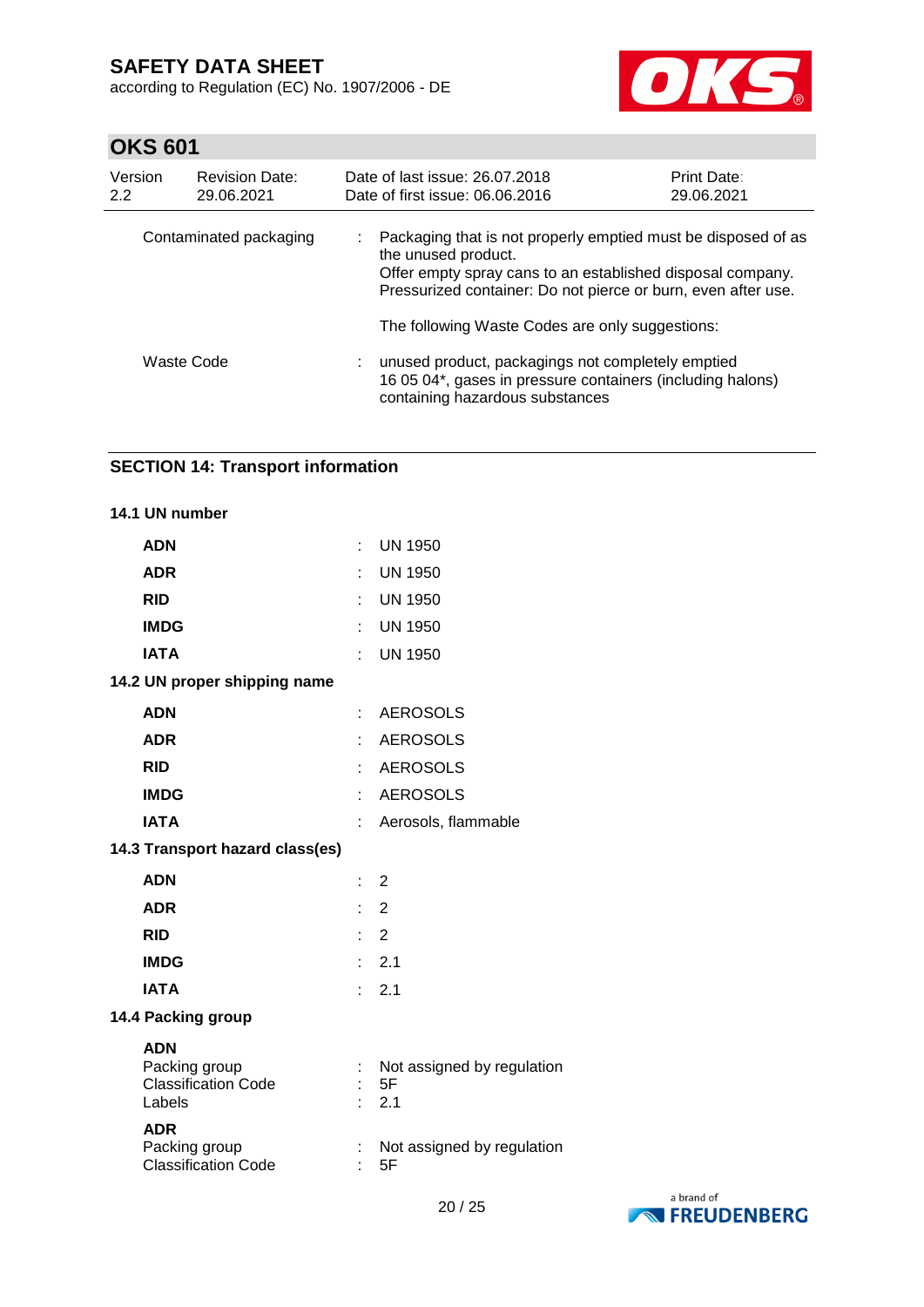| | | |
|---|---|---|
| Contaminated packaging | : | Packaging that is not properly emptied must be disposed of as the unused product.<br>Offer empty spray cans to an established disposal company.<br>Pressurized container: Do not pierce or burn, even after use.<br><br>The following Waste Codes are only suggestions: |
| Waste Code | : | unused product, packagings not completely emptied<br>16 05 04*, gases in pressure containers (including halons) containing hazardous substances |

## SECTION 14: Transport information

### 14.1 UN number

| | | |
|---|---|---|
| **ADN** | : | UN 1950 |
| **ADR** | : | UN 1950 |
| **RID** | : | UN 1950 |
| **IMDG** | : | UN 1950 |
| **IATA** | : | UN 1950 |

### 14.2 UN proper shipping name

| | | |
|---|---|---|
| **ADN** | : | AEROSOLS |
| **ADR** | : | AEROSOLS |
| **RID** | : | AEROSOLS |
| **IMDG** | : | AEROSOLS |
| **IATA** | : | Aerosols, flammable |

### 14.3 Transport hazard class(es)

| | | |
|---|---|---|
| **ADN** | : | 2 |
| **ADR** | : | 2 |
| **RID** | : | 2 |
| **IMDG** | : | 2.1 |
| **IATA** | : | 2.1 |

### 14.4 Packing group

**ADN**

| | | |
|---|---|---|
| Packing group | : | Not assigned by regulation |
| Classification Code | : | 5F |
| Labels | : | 2.1 |

**ADR**

| | | |
|---|---|---|
| Packing group | : | Not assigned by regulation |
| Classification Code | : | 5F |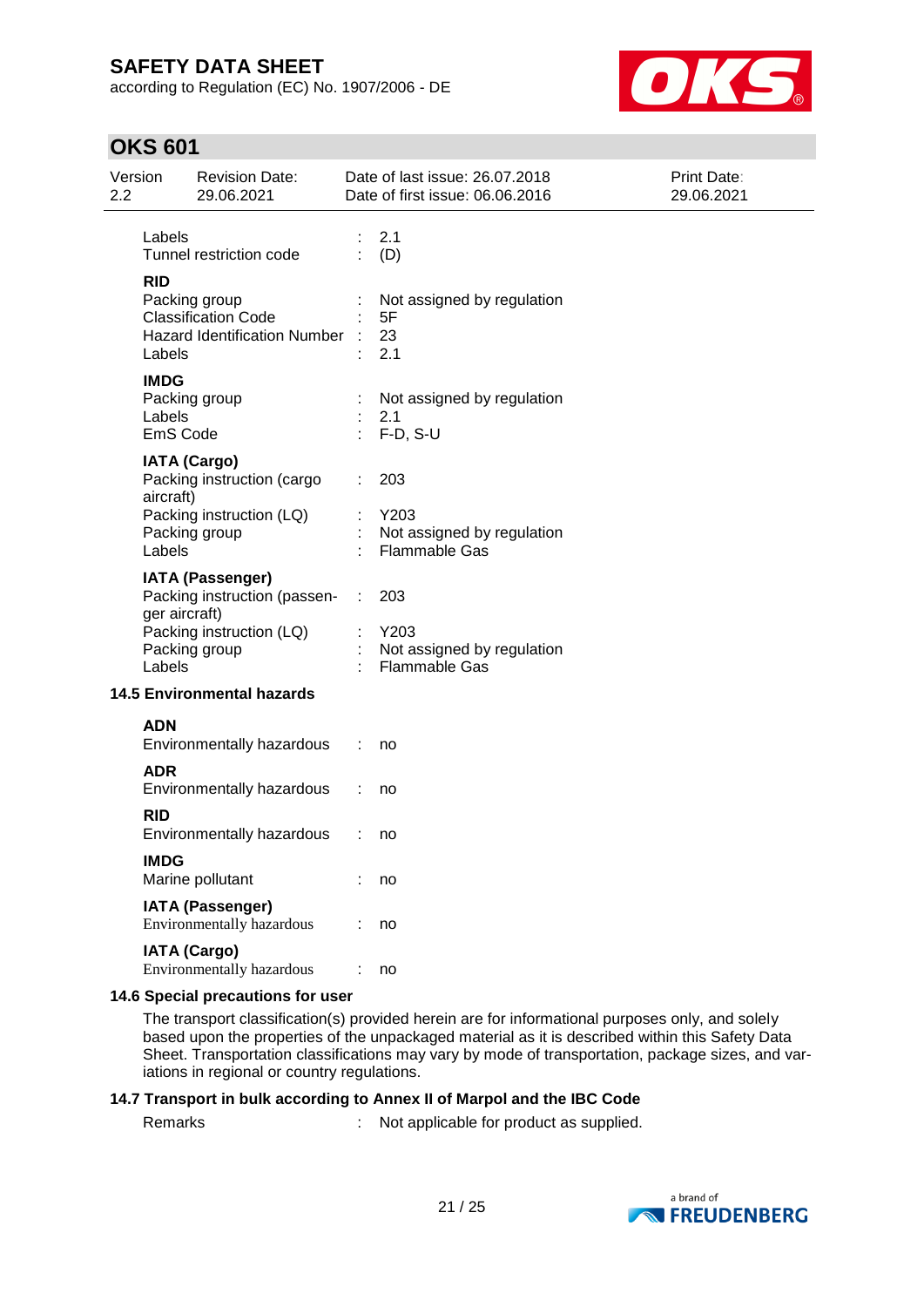| | | |
|---|---|---|
| Labels | : | 2.1 |
| Tunnel restriction code | : | (D) |

**RID**

| | | |
|---|---|---|
| Packing group | : | Not assigned by regulation |
| Classification Code | : | 5F |
| Hazard Identification Number | : | 23 |
| Labels | : | 2.1 |

**IMDG**

| | | |
|---|---|---|
| Packing group | : | Not assigned by regulation |
| Labels | : | 2.1 |
| EmS Code | : | F-D, S-U |

**IATA (Cargo)**

| | | |
|---|---|---|
| Packing instruction (cargo aircraft) | : | 203 |
| Packing instruction (LQ) | : | Y203 |
| Packing group | : | Not assigned by regulation |
| Labels | : | Flammable Gas |

**IATA (Passenger)**

| | | |
|---|---|---|
| Packing instruction (passenger aircraft) | : | 203 |
| Packing instruction (LQ) | : | Y203 |
| Packing group | : | Not assigned by regulation |
| Labels | : | Flammable Gas |

### 14.5 Environmental hazards

**ADN**

| | | |
|---|---|---|
| Environmentally hazardous | : | no |

**ADR**

| | | |
|---|---|---|
| Environmentally hazardous | : | no |

**RID**

| | | |
|---|---|---|
| Environmentally hazardous | : | no |

**IMDG**

| | | |
|---|---|---|
| Marine pollutant | : | no |

**IATA (Passenger)**

| | | |
|---|---|---|
| Environmentally hazardous | : | no |

**IATA (Cargo)**

| | | |
|---|---|---|
| Environmentally hazardous | : | no |

### 14.6 Special precautions for user

The transport classification(s) provided herein are for informational purposes only, and solely based upon the properties of the unpackaged material as it is described within this Safety Data Sheet. Transportation classifications may vary by mode of transportation, package sizes, and variations in regional or country regulations.

### 14.7 Transport in bulk according to Annex II of Marpol and the IBC Code

| | | |
|---|---|---|
| Remarks | : | Not applicable for product as supplied. |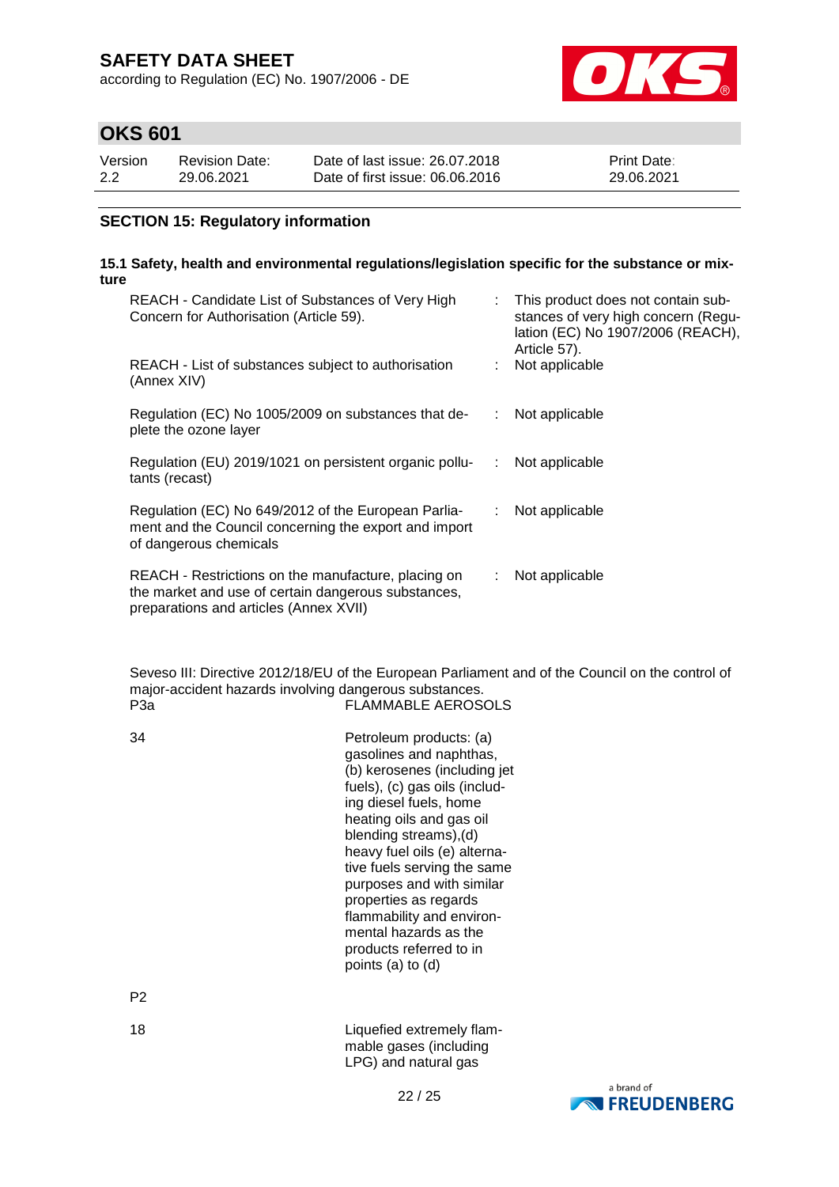## SECTION 15: Regulatory information

### 15.1 Safety, health and environmental regulations/legislation specific for the substance or mixture

| | | |
|---|---|---|
| REACH - Candidate List of Substances of Very High Concern for Authorisation (Article 59). | : | This product does not contain substances of very high concern (Regulation (EC) No 1907/2006 (REACH), Article 57). |
| REACH - List of substances subject to authorisation (Annex XIV) | : | Not applicable |
| Regulation (EC) No 1005/2009 on substances that deplete the ozone layer | : | Not applicable |
| Regulation (EU) 2019/1021 on persistent organic pollutants (recast) | : | Not applicable |
| Regulation (EC) No 649/2012 of the European Parliament and the Council concerning the export and import of dangerous chemicals | : | Not applicable |
| REACH - Restrictions on the manufacture, placing on the market and use of certain dangerous substances, preparations and articles (Annex XVII) | : | Not applicable |

Seveso III: Directive 2012/18/EU of the European Parliament and of the Council on the control of major-accident hazards involving dangerous substances.

| | |
|---|---|
| P3a | FLAMMABLE AEROSOLS |
| 34 | Petroleum products: (a) gasolines and naphthas, (b) kerosenes (including jet fuels), (c) gas oils (including diesel fuels, home heating oils and gas oil blending streams),(d) heavy fuel oils (e) alternative fuels serving the same purposes and with similar properties as regards flammability and environmental hazards as the products referred to in points (a) to (d) |
| P2 | |
| 18 | Liquefied extremely flammable gases (including LPG) and natural gas |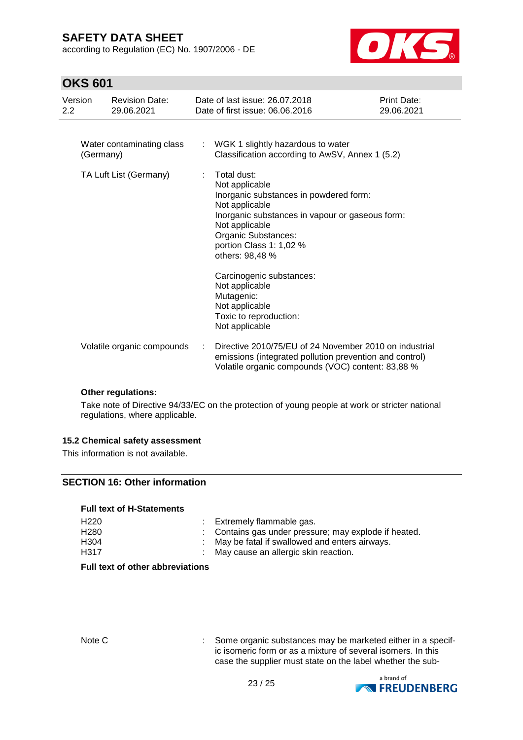| | | |
|---|---|---|
| Water contaminating class (Germany) | : | WGK 1 slightly hazardous to water<br>Classification according to AwSV, Annex 1 (5.2) |
| TA Luft List (Germany) | : | Total dust:<br>Not applicable<br>Inorganic substances in powdered form:<br>Not applicable<br>Inorganic substances in vapour or gaseous form:<br>Not applicable<br>Organic Substances:<br>portion Class 1: 1,02 %<br>others: 98,48 %<br><br>Carcinogenic substances:<br>Not applicable<br>Mutagenic:<br>Not applicable<br>Toxic to reproduction:<br>Not applicable |
| Volatile organic compounds | : | Directive 2010/75/EU of 24 November 2010 on industrial emissions (integrated pollution prevention and control)<br>Volatile organic compounds (VOC) content: 83,88 % |

**Other regulations:**

Take note of Directive 94/33/EC on the protection of young people at work or stricter national regulations, where applicable.

### 15.2 Chemical safety assessment

This information is not available.

## SECTION 16: Other information

**Full text of H-Statements**

| | | |
|---|---|---|
| H220 | : | Extremely flammable gas. |
| H280 | : | Contains gas under pressure; may explode if heated. |
| H304 | : | May be fatal if swallowed and enters airways. |
| H317 | : | May cause an allergic skin reaction. |

**Full text of other abbreviations**

| | | |
|---|---|---|
| Note C | : | Some organic substances may be marketed either in a specific isomeric form or as a mixture of several isomers. In this case the supplier must state on the label whether the sub- |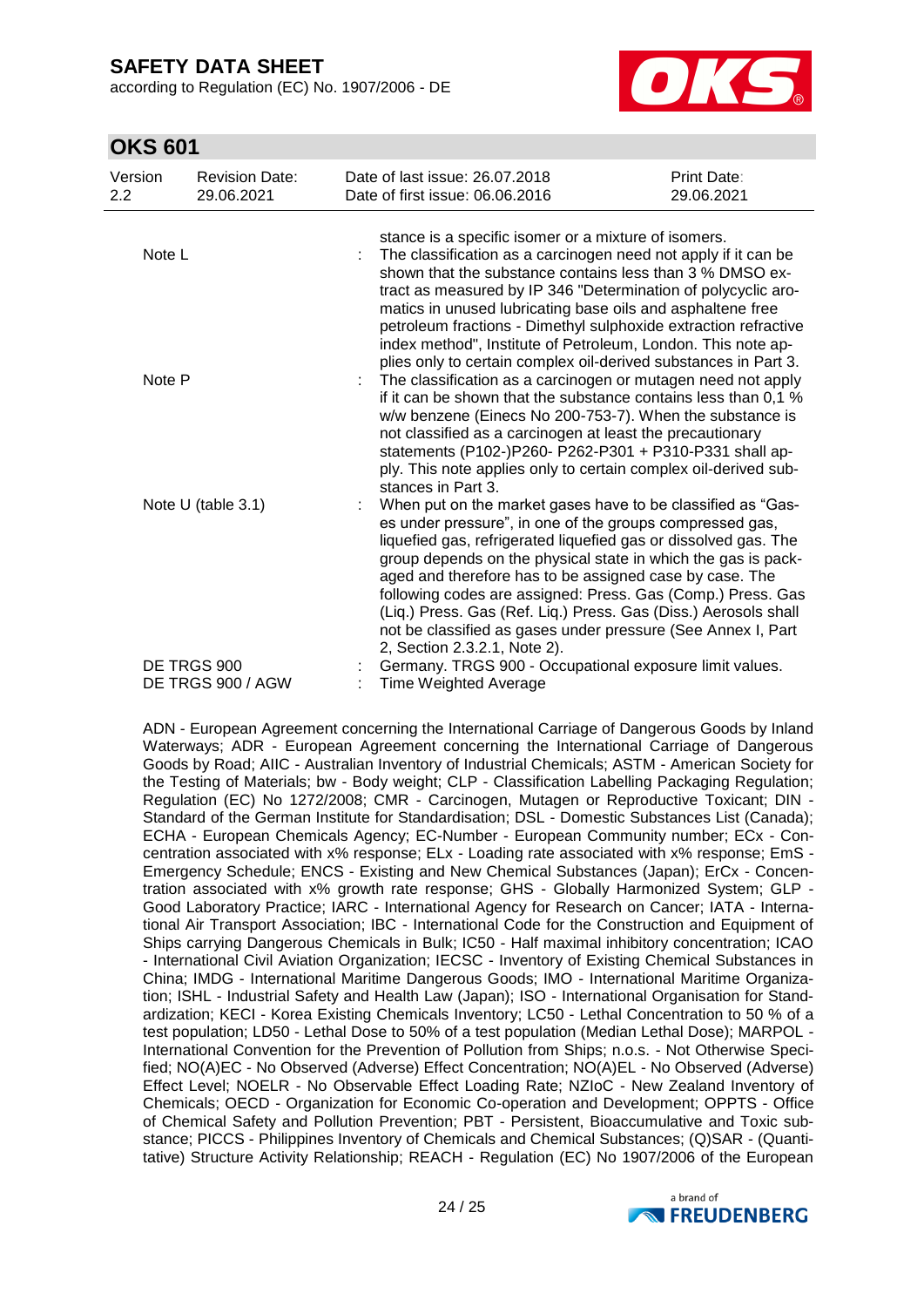| | | |
|---|---|---|
| | | stance is a specific isomer or a mixture of isomers. |
| Note L | : | The classification as a carcinogen need not apply if it can be shown that the substance contains less than 3 % DMSO extract as measured by IP 346 "Determination of polycyclic aromatics in unused lubricating base oils and asphaltene free petroleum fractions - Dimethyl sulphoxide extraction refractive index method", Institute of Petroleum, London. This note applies only to certain complex oil-derived substances in Part 3. |
| Note P | : | The classification as a carcinogen or mutagen need not apply if it can be shown that the substance contains less than 0,1 % w/w benzene (Einecs No 200-753-7). When the substance is not classified as a carcinogen at least the precautionary statements (P102-)P260- P262-P301 + P310-P331 shall apply. This note applies only to certain complex oil-derived substances in Part 3. |
| Note U (table 3.1) | : | When put on the market gases have to be classified as "Gases under pressure", in one of the groups compressed gas, liquefied gas, refrigerated liquefied gas or dissolved gas. The group depends on the physical state in which the gas is packaged and therefore has to be assigned case by case. The following codes are assigned: Press. Gas (Comp.) Press. Gas (Liq.) Press. Gas (Ref. Liq.) Press. Gas (Diss.) Aerosols shall not be classified as gases under pressure (See Annex I, Part 2, Section 2.3.2.1, Note 2). |
| DE TRGS 900 | : | Germany. TRGS 900 - Occupational exposure limit values. |
| DE TRGS 900 / AGW | : | Time Weighted Average |

ADN - European Agreement concerning the International Carriage of Dangerous Goods by Inland Waterways; ADR - European Agreement concerning the International Carriage of Dangerous Goods by Road; AIIC - Australian Inventory of Industrial Chemicals; ASTM - American Society for the Testing of Materials; bw - Body weight; CLP - Classification Labelling Packaging Regulation; Regulation (EC) No 1272/2008; CMR - Carcinogen, Mutagen or Reproductive Toxicant; DIN - Standard of the German Institute for Standardisation; DSL - Domestic Substances List (Canada); ECHA - European Chemicals Agency; EC-Number - European Community number; ECx - Concentration associated with x% response; ELx - Loading rate associated with x% response; EmS - Emergency Schedule; ENCS - Existing and New Chemical Substances (Japan); ErCx - Concentration associated with x% growth rate response; GHS - Globally Harmonized System; GLP - Good Laboratory Practice; IARC - International Agency for Research on Cancer; IATA - International Air Transport Association; IBC - International Code for the Construction and Equipment of Ships carrying Dangerous Chemicals in Bulk; IC50 - Half maximal inhibitory concentration; ICAO - International Civil Aviation Organization; IECSC - Inventory of Existing Chemical Substances in China; IMDG - International Maritime Dangerous Goods; IMO - International Maritime Organization; ISHL - Industrial Safety and Health Law (Japan); ISO - International Organisation for Standardization; KECI - Korea Existing Chemicals Inventory; LC50 - Lethal Concentration to 50 % of a test population; LD50 - Lethal Dose to 50% of a test population (Median Lethal Dose); MARPOL - International Convention for the Prevention of Pollution from Ships; n.o.s. - Not Otherwise Specified; NO(A)EC - No Observed (Adverse) Effect Concentration; NO(A)EL - No Observed (Adverse) Effect Level; NOELR - No Observable Effect Loading Rate; NZIoC - New Zealand Inventory of Chemicals; OECD - Organization for Economic Co-operation and Development; OPPTS - Office of Chemical Safety and Pollution Prevention; PBT - Persistent, Bioaccumulative and Toxic substance; PICCS - Philippines Inventory of Chemicals and Chemical Substances; (Q)SAR - (Quantitative) Structure Activity Relationship; REACH - Regulation (EC) No 1907/2006 of the European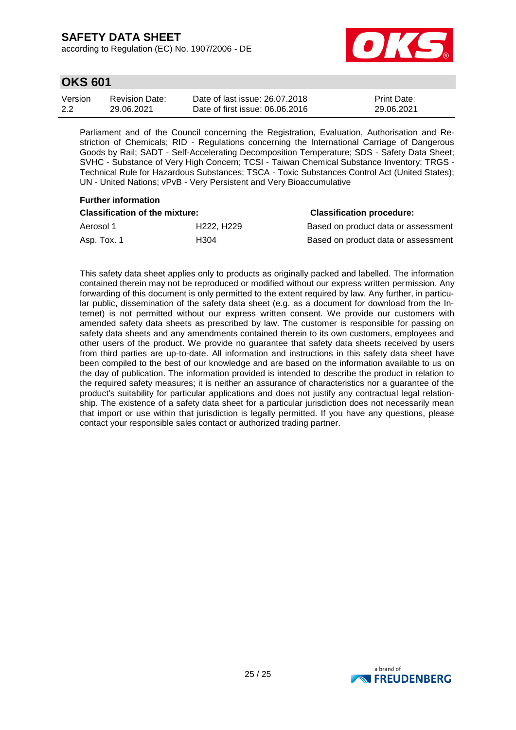Parliament and of the Council concerning the Registration, Evaluation, Authorisation and Restriction of Chemicals; RID - Regulations concerning the International Carriage of Dangerous Goods by Rail; SADT - Self-Accelerating Decomposition Temperature; SDS - Safety Data Sheet; SVHC - Substance of Very High Concern; TCSI - Taiwan Chemical Substance Inventory; TRGS - Technical Rule for Hazardous Substances; TSCA - Toxic Substances Control Act (United States); UN - United Nations; vPvB - Very Persistent and Very Bioaccumulative

**Further information**

| Classification of the mixture: | | Classification procedure: |
|---|---|---|
| Aerosol 1 | H222, H229 | Based on product data or assessment |
| Asp. Tox. 1 | H304 | Based on product data or assessment |

This safety data sheet applies only to products as originally packed and labelled. The information contained therein may not be reproduced or modified without our express written permission. Any forwarding of this document is only permitted to the extent required by law. Any further, in particular public, dissemination of the safety data sheet (e.g. as a document for download from the Internet) is not permitted without our express written consent. We provide our customers with amended safety data sheets as prescribed by law. The customer is responsible for passing on safety data sheets and any amendments contained therein to its own customers, employees and other users of the product. We provide no guarantee that safety data sheets received by users from third parties are up-to-date. All information and instructions in this safety data sheet have been compiled to the best of our knowledge and are based on the information available to us on the day of publication. The information provided is intended to describe the product in relation to the required safety measures; it is neither an assurance of characteristics nor a guarantee of the product's suitability for particular applications and does not justify any contractual legal relationship. The existence of a safety data sheet for a particular jurisdiction does not necessarily mean that import or use within that jurisdiction is legally permitted. If you have any questions, please contact your responsible sales contact or authorized trading partner.